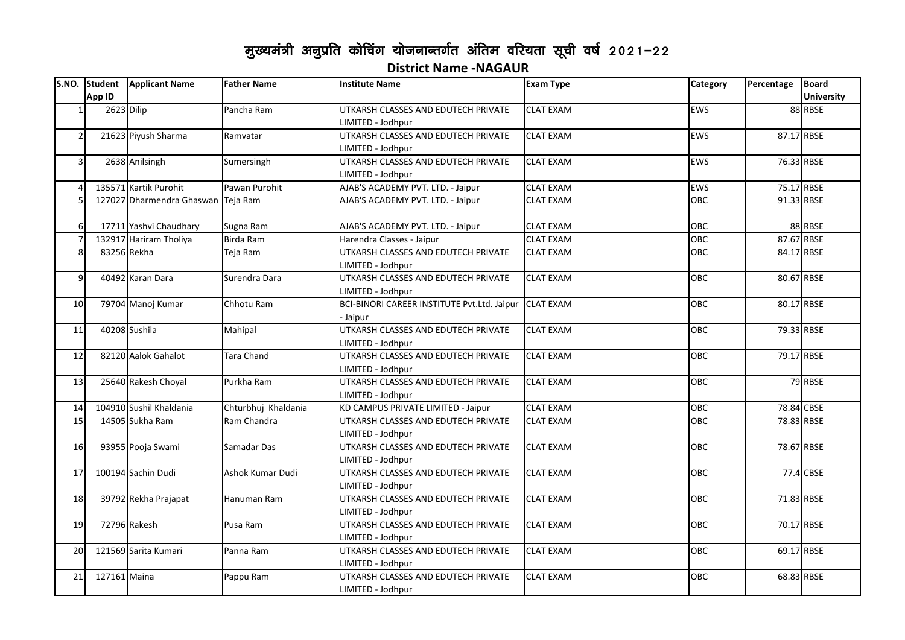# मुख्यमंत्री अनुप्रति कोचिंग योजनान्तर्गत अंतिम वरियता सूची वर्ष 2021–22

## District Name -NAGAUR

| S.NO. | Student App ID | Applicant Name | Father Name | Institute Name | Exam Type | Category | Percentage | Board University |
|---|---|---|---|---|---|---|---|---|
| 1 | 2623 | Dilip | Pancha Ram | UTKARSH CLASSES AND EDUTECH PRIVATE LIMITED - Jodhpur | CLAT EXAM | EWS | 88 | RBSE |
| 2 | 21623 | Piyush Sharma | Ramvatar | UTKARSH CLASSES AND EDUTECH PRIVATE LIMITED - Jodhpur | CLAT EXAM | EWS | 87.17 | RBSE |
| 3 | 2638 | Anilsingh | Sumersingh | UTKARSH CLASSES AND EDUTECH PRIVATE LIMITED - Jodhpur | CLAT EXAM | EWS | 76.33 | RBSE |
| 4 | 135571 | Kartik Purohit | Pawan Purohit | AJAB'S ACADEMY PVT. LTD. - Jaipur | CLAT EXAM | EWS | 75.17 | RBSE |
| 5 | 127027 | Dharmendra Ghaswan | Teja Ram | AJAB'S ACADEMY PVT. LTD. - Jaipur | CLAT EXAM | OBC | 91.33 | RBSE |
| 6 | 17711 | Yashvi Chaudhary | Sugna Ram | AJAB'S ACADEMY PVT. LTD. - Jaipur | CLAT EXAM | OBC | 88 | RBSE |
| 7 | 132917 | Hariram Tholiya | Birda Ram | Harendra Classes - Jaipur | CLAT EXAM | OBC | 87.67 | RBSE |
| 8 | 83256 | Rekha | Teja Ram | UTKARSH CLASSES AND EDUTECH PRIVATE LIMITED - Jodhpur | CLAT EXAM | OBC | 84.17 | RBSE |
| 9 | 40492 | Karan Dara | Surendra Dara | UTKARSH CLASSES AND EDUTECH PRIVATE LIMITED - Jodhpur | CLAT EXAM | OBC | 80.67 | RBSE |
| 10 | 79704 | Manoj Kumar | Chhotu Ram | BCI-BINORI CAREER INSTITUTE Pvt.Ltd. Jaipur - Jaipur | CLAT EXAM | OBC | 80.17 | RBSE |
| 11 | 40208 | Sushila | Mahipal | UTKARSH CLASSES AND EDUTECH PRIVATE LIMITED - Jodhpur | CLAT EXAM | OBC | 79.33 | RBSE |
| 12 | 82120 | Aalok Gahalot | Tara Chand | UTKARSH CLASSES AND EDUTECH PRIVATE LIMITED - Jodhpur | CLAT EXAM | OBC | 79.17 | RBSE |
| 13 | 25640 | Rakesh Choyal | Purkha Ram | UTKARSH CLASSES AND EDUTECH PRIVATE LIMITED - Jodhpur | CLAT EXAM | OBC | 79 | RBSE |
| 14 | 104910 | Sushil Khaldania | Chturbhuj Khaldania | KD CAMPUS PRIVATE LIMITED - Jaipur | CLAT EXAM | OBC | 78.84 | CBSE |
| 15 | 14505 | Sukha Ram | Ram Chandra | UTKARSH CLASSES AND EDUTECH PRIVATE LIMITED - Jodhpur | CLAT EXAM | OBC | 78.83 | RBSE |
| 16 | 93955 | Pooja Swami | Samadar Das | UTKARSH CLASSES AND EDUTECH PRIVATE LIMITED - Jodhpur | CLAT EXAM | OBC | 78.67 | RBSE |
| 17 | 100194 | Sachin Dudi | Ashok Kumar Dudi | UTKARSH CLASSES AND EDUTECH PRIVATE LIMITED - Jodhpur | CLAT EXAM | OBC | 77.4 | CBSE |
| 18 | 39792 | Rekha Prajapat | Hanuman Ram | UTKARSH CLASSES AND EDUTECH PRIVATE LIMITED - Jodhpur | CLAT EXAM | OBC | 71.83 | RBSE |
| 19 | 72796 | Rakesh | Pusa Ram | UTKARSH CLASSES AND EDUTECH PRIVATE LIMITED - Jodhpur | CLAT EXAM | OBC | 70.17 | RBSE |
| 20 | 121569 | Sarita Kumari | Panna Ram | UTKARSH CLASSES AND EDUTECH PRIVATE LIMITED - Jodhpur | CLAT EXAM | OBC | 69.17 | RBSE |
| 21 | 127161 | Maina | Pappu Ram | UTKARSH CLASSES AND EDUTECH PRIVATE LIMITED - Jodhpur | CLAT EXAM | OBC | 68.83 | RBSE |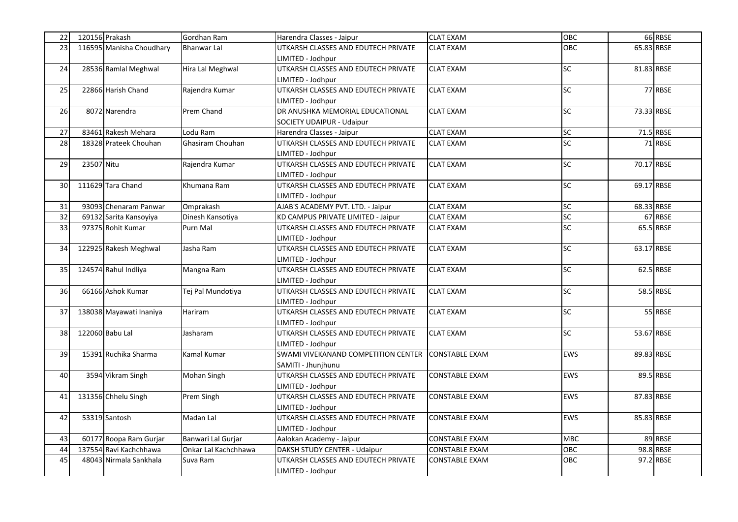| | | | | | | | |
|---|---|---|---|---|---|---|---|
| 22 | 120156 | Prakash | Gordhan Ram | Harendra Classes - Jaipur | CLAT EXAM | OBC | 66 | RBSE |
| 23 | 116595 | Manisha Choudhary | Bhanwar Lal | UTKARSH CLASSES AND EDUTECH PRIVATE LIMITED - Jodhpur | CLAT EXAM | OBC | 65.83 | RBSE |
| 24 | 28536 | Ramlal Meghwal | Hira Lal Meghwal | UTKARSH CLASSES AND EDUTECH PRIVATE LIMITED - Jodhpur | CLAT EXAM | SC | 81.83 | RBSE |
| 25 | 22866 | Harish Chand | Rajendra Kumar | UTKARSH CLASSES AND EDUTECH PRIVATE LIMITED - Jodhpur | CLAT EXAM | SC | 77 | RBSE |
| 26 | 8072 | Narendra | Prem Chand | DR ANUSHKA MEMORIAL EDUCATIONAL SOCIETY UDAIPUR - Udaipur | CLAT EXAM | SC | 73.33 | RBSE |
| 27 | 83461 | Rakesh Mehara | Lodu Ram | Harendra Classes - Jaipur | CLAT EXAM | SC | 71.5 | RBSE |
| 28 | 18328 | Prateek Chouhan | Ghasiram Chouhan | UTKARSH CLASSES AND EDUTECH PRIVATE LIMITED - Jodhpur | CLAT EXAM | SC | 71 | RBSE |
| 29 | 23507 | Nitu | Rajendra Kumar | UTKARSH CLASSES AND EDUTECH PRIVATE LIMITED - Jodhpur | CLAT EXAM | SC | 70.17 | RBSE |
| 30 | 111629 | Tara Chand | Khumana Ram | UTKARSH CLASSES AND EDUTECH PRIVATE LIMITED - Jodhpur | CLAT EXAM | SC | 69.17 | RBSE |
| 31 | 93093 | Chenaram Panwar | Omprakash | AJAB'S ACADEMY PVT. LTD. - Jaipur | CLAT EXAM | SC | 68.33 | RBSE |
| 32 | 69132 | Sarita Kansoyiya | Dinesh Kansotiya | KD CAMPUS PRIVATE LIMITED - Jaipur | CLAT EXAM | SC | 67 | RBSE |
| 33 | 97375 | Rohit Kumar | Purn Mal | UTKARSH CLASSES AND EDUTECH PRIVATE LIMITED - Jodhpur | CLAT EXAM | SC | 65.5 | RBSE |
| 34 | 122925 | Rakesh Meghwal | Jasha Ram | UTKARSH CLASSES AND EDUTECH PRIVATE LIMITED - Jodhpur | CLAT EXAM | SC | 63.17 | RBSE |
| 35 | 124574 | Rahul Indliya | Mangna Ram | UTKARSH CLASSES AND EDUTECH PRIVATE LIMITED - Jodhpur | CLAT EXAM | SC | 62.5 | RBSE |
| 36 | 66166 | Ashok Kumar | Tej Pal Mundotiya | UTKARSH CLASSES AND EDUTECH PRIVATE LIMITED - Jodhpur | CLAT EXAM | SC | 58.5 | RBSE |
| 37 | 138038 | Mayawati Inaniya | Hariram | UTKARSH CLASSES AND EDUTECH PRIVATE LIMITED - Jodhpur | CLAT EXAM | SC | 55 | RBSE |
| 38 | 122060 | Babu Lal | Jasharam | UTKARSH CLASSES AND EDUTECH PRIVATE LIMITED - Jodhpur | CLAT EXAM | SC | 53.67 | RBSE |
| 39 | 15391 | Ruchika Sharma | Kamal Kumar | SWAMI VIVEKANAND COMPETITION CENTER SAMITI - Jhunjhunu | CONSTABLE EXAM | EWS | 89.83 | RBSE |
| 40 | 3594 | Vikram Singh | Mohan Singh | UTKARSH CLASSES AND EDUTECH PRIVATE LIMITED - Jodhpur | CONSTABLE EXAM | EWS | 89.5 | RBSE |
| 41 | 131356 | Chhelu Singh | Prem Singh | UTKARSH CLASSES AND EDUTECH PRIVATE LIMITED - Jodhpur | CONSTABLE EXAM | EWS | 87.83 | RBSE |
| 42 | 53319 | Santosh | Madan Lal | UTKARSH CLASSES AND EDUTECH PRIVATE LIMITED - Jodhpur | CONSTABLE EXAM | EWS | 85.83 | RBSE |
| 43 | 60177 | Roopa Ram Gurjar | Banwari Lal Gurjar | Aalokan Academy - Jaipur | CONSTABLE EXAM | MBC | 89 | RBSE |
| 44 | 137554 | Ravi Kachchhawa | Onkar Lal Kachchhawa | DAKSH STUDY CENTER - Udaipur | CONSTABLE EXAM | OBC | 98.8 | RBSE |
| 45 | 48043 | Nirmala Sankhala | Suva Ram | UTKARSH CLASSES AND EDUTECH PRIVATE LIMITED - Jodhpur | CONSTABLE EXAM | OBC | 97.2 | RBSE |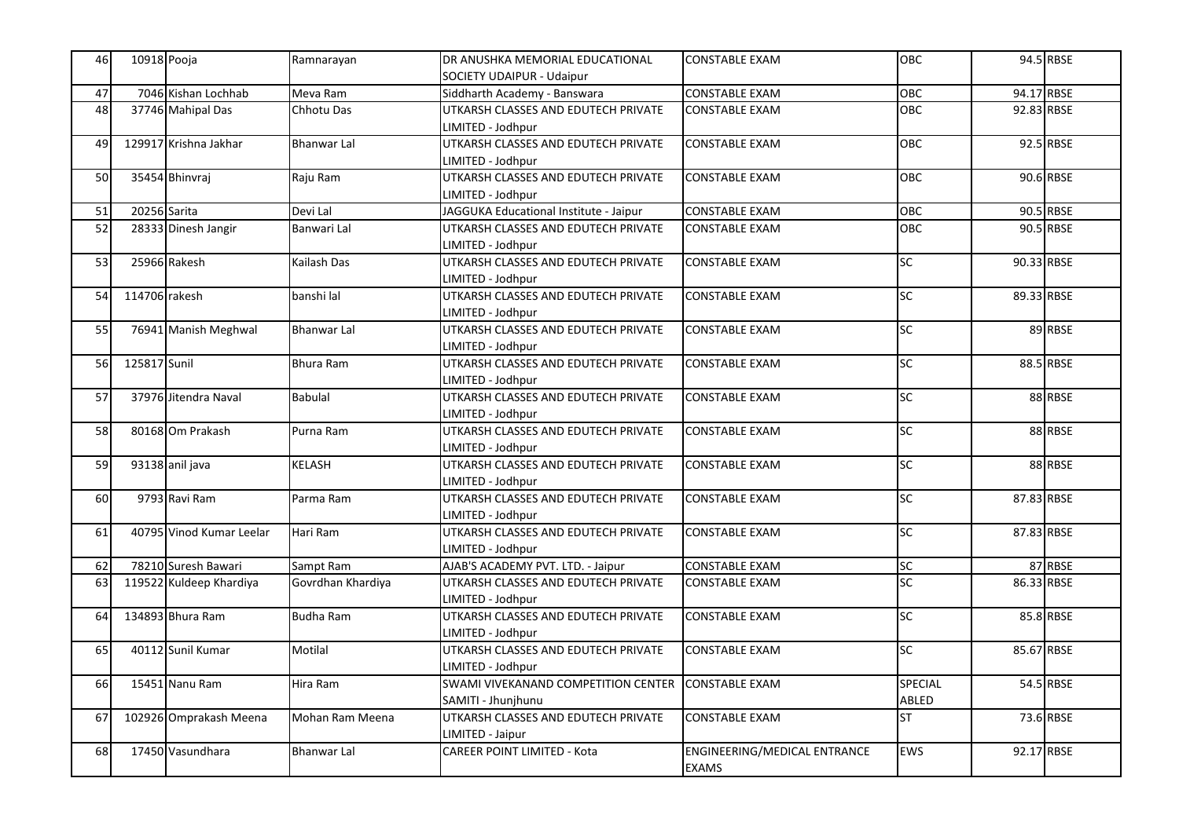| | | | | | | | | |
|---|---|---|---|---|---|---|---|---|
| 46 | 10918 | Pooja | Ramnarayan | DR ANUSHKA MEMORIAL EDUCATIONAL SOCIETY UDAIPUR - Udaipur | CONSTABLE EXAM | OBC | 94.5 | RBSE |
| 47 | 7046 | Kishan Lochhab | Meva Ram | Siddharth Academy - Banswara | CONSTABLE EXAM | OBC | 94.17 | RBSE |
| 48 | 37746 | Mahipal Das | Chhotu Das | UTKARSH CLASSES AND EDUTECH PRIVATE LIMITED - Jodhpur | CONSTABLE EXAM | OBC | 92.83 | RBSE |
| 49 | 129917 | Krishna Jakhar | Bhanwar Lal | UTKARSH CLASSES AND EDUTECH PRIVATE LIMITED - Jodhpur | CONSTABLE EXAM | OBC | 92.5 | RBSE |
| 50 | 35454 | Bhinvraj | Raju Ram | UTKARSH CLASSES AND EDUTECH PRIVATE LIMITED - Jodhpur | CONSTABLE EXAM | OBC | 90.6 | RBSE |
| 51 | 20256 | Sarita | Devi Lal | JAGGUKA Educational Institute - Jaipur | CONSTABLE EXAM | OBC | 90.5 | RBSE |
| 52 | 28333 | Dinesh Jangir | Banwari Lal | UTKARSH CLASSES AND EDUTECH PRIVATE LIMITED - Jodhpur | CONSTABLE EXAM | OBC | 90.5 | RBSE |
| 53 | 25966 | Rakesh | Kailash Das | UTKARSH CLASSES AND EDUTECH PRIVATE LIMITED - Jodhpur | CONSTABLE EXAM | SC | 90.33 | RBSE |
| 54 | 114706 | rakesh | banshi lal | UTKARSH CLASSES AND EDUTECH PRIVATE LIMITED - Jodhpur | CONSTABLE EXAM | SC | 89.33 | RBSE |
| 55 | 76941 | Manish Meghwal | Bhanwar Lal | UTKARSH CLASSES AND EDUTECH PRIVATE LIMITED - Jodhpur | CONSTABLE EXAM | SC | 89 | RBSE |
| 56 | 125817 | Sunil | Bhura Ram | UTKARSH CLASSES AND EDUTECH PRIVATE LIMITED - Jodhpur | CONSTABLE EXAM | SC | 88.5 | RBSE |
| 57 | 37976 | Jitendra Naval | Babulal | UTKARSH CLASSES AND EDUTECH PRIVATE LIMITED - Jodhpur | CONSTABLE EXAM | SC | 88 | RBSE |
| 58 | 80168 | Om Prakash | Purna Ram | UTKARSH CLASSES AND EDUTECH PRIVATE LIMITED - Jodhpur | CONSTABLE EXAM | SC | 88 | RBSE |
| 59 | 93138 | anil java | KELASH | UTKARSH CLASSES AND EDUTECH PRIVATE LIMITED - Jodhpur | CONSTABLE EXAM | SC | 88 | RBSE |
| 60 | 9793 | Ravi Ram | Parma Ram | UTKARSH CLASSES AND EDUTECH PRIVATE LIMITED - Jodhpur | CONSTABLE EXAM | SC | 87.83 | RBSE |
| 61 | 40795 | Vinod Kumar Leelar | Hari Ram | UTKARSH CLASSES AND EDUTECH PRIVATE LIMITED - Jodhpur | CONSTABLE EXAM | SC | 87.83 | RBSE |
| 62 | 78210 | Suresh Bawari | Sampt Ram | AJAB'S ACADEMY PVT. LTD. - Jaipur | CONSTABLE EXAM | SC | 87 | RBSE |
| 63 | 119522 | Kuldeep Khardiya | Govrdhan Khardiya | UTKARSH CLASSES AND EDUTECH PRIVATE LIMITED - Jodhpur | CONSTABLE EXAM | SC | 86.33 | RBSE |
| 64 | 134893 | Bhura Ram | Budha Ram | UTKARSH CLASSES AND EDUTECH PRIVATE LIMITED - Jodhpur | CONSTABLE EXAM | SC | 85.8 | RBSE |
| 65 | 40112 | Sunil Kumar | Motilal | UTKARSH CLASSES AND EDUTECH PRIVATE LIMITED - Jodhpur | CONSTABLE EXAM | SC | 85.67 | RBSE |
| 66 | 15451 | Nanu Ram | Hira Ram | SWAMI VIVEKANAND COMPETITION CENTER SAMITI - Jhunjhunu | CONSTABLE EXAM | SPECIAL ABLED | 54.5 | RBSE |
| 67 | 102926 | Omprakash Meena | Mohan Ram Meena | UTKARSH CLASSES AND EDUTECH PRIVATE LIMITED - Jaipur | CONSTABLE EXAM | ST | 73.6 | RBSE |
| 68 | 17450 | Vasundhara | Bhanwar Lal | CAREER POINT LIMITED - Kota | ENGINEERING/MEDICAL ENTRANCE EXAMS | EWS | 92.17 | RBSE |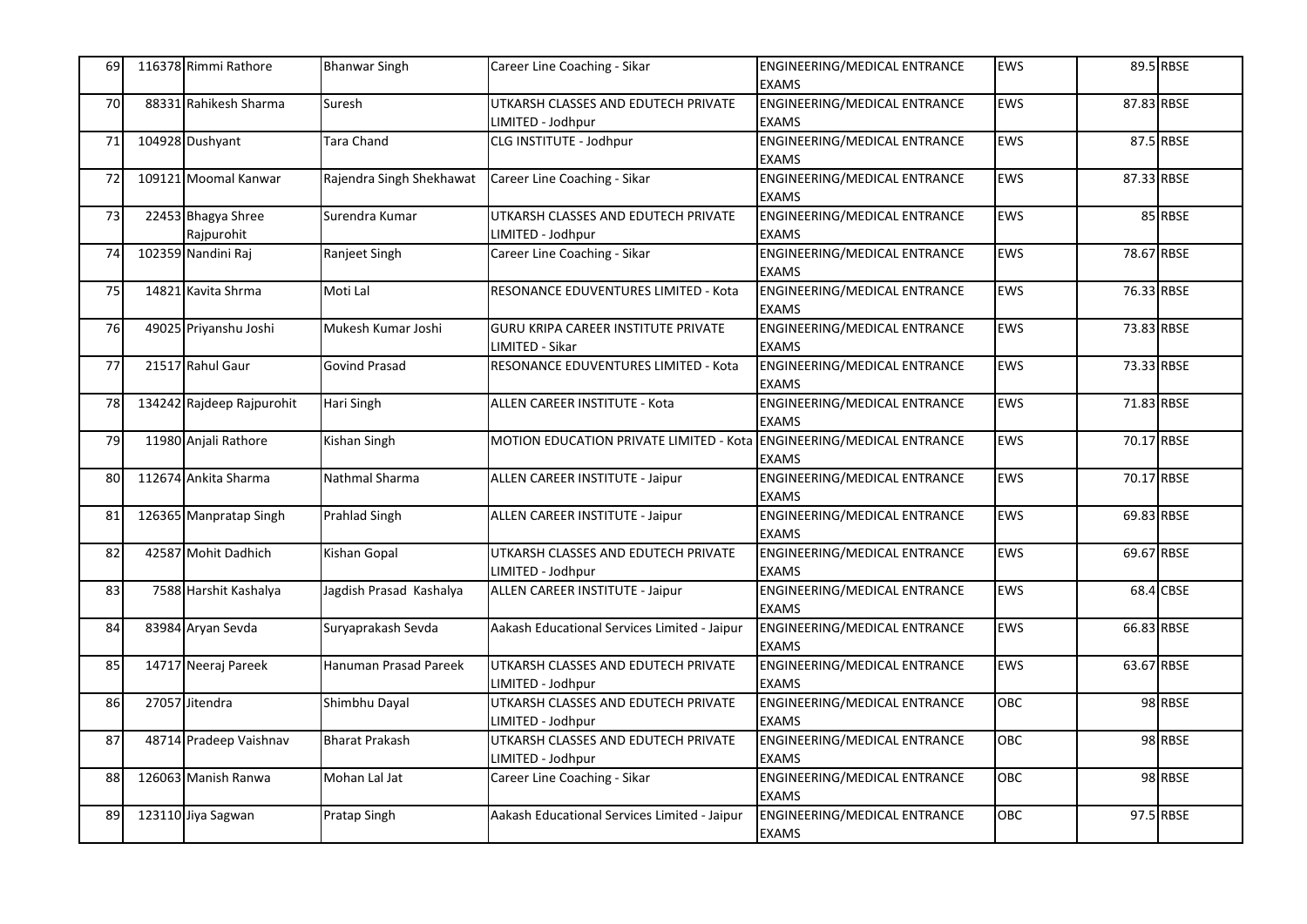| 69 | 116378 | Rimmi Rathore | Bhanwar Singh | Career Line Coaching - Sikar | ENGINEERING/MEDICAL ENTRANCE EXAMS | EWS | 89.5 | RBSE |
|---|---|---|---|---|---|---|---|---|
| 70 | 88331 | Rahikesh Sharma | Suresh | UTKARSH CLASSES AND EDUTECH PRIVATE LIMITED - Jodhpur | ENGINEERING/MEDICAL ENTRANCE EXAMS | EWS | 87.83 | RBSE |
| 71 | 104928 | Dushyant | Tara Chand | CLG INSTITUTE - Jodhpur | ENGINEERING/MEDICAL ENTRANCE EXAMS | EWS | 87.5 | RBSE |
| 72 | 109121 | Moomal Kanwar | Rajendra Singh Shekhawat | Career Line Coaching - Sikar | ENGINEERING/MEDICAL ENTRANCE EXAMS | EWS | 87.33 | RBSE |
| 73 | 22453 | Bhagya Shree Rajpurohit | Surendra Kumar | UTKARSH CLASSES AND EDUTECH PRIVATE LIMITED - Jodhpur | ENGINEERING/MEDICAL ENTRANCE EXAMS | EWS | 85 | RBSE |
| 74 | 102359 | Nandini Raj | Ranjeet Singh | Career Line Coaching - Sikar | ENGINEERING/MEDICAL ENTRANCE EXAMS | EWS | 78.67 | RBSE |
| 75 | 14821 | Kavita Shrma | Moti Lal | RESONANCE EDUVENTURES LIMITED - Kota | ENGINEERING/MEDICAL ENTRANCE EXAMS | EWS | 76.33 | RBSE |
| 76 | 49025 | Priyanshu Joshi | Mukesh Kumar Joshi | GURU KRIPA CAREER INSTITUTE PRIVATE LIMITED - Sikar | ENGINEERING/MEDICAL ENTRANCE EXAMS | EWS | 73.83 | RBSE |
| 77 | 21517 | Rahul Gaur | Govind Prasad | RESONANCE EDUVENTURES LIMITED - Kota | ENGINEERING/MEDICAL ENTRANCE EXAMS | EWS | 73.33 | RBSE |
| 78 | 134242 | Rajdeep Rajpurohit | Hari Singh | ALLEN CAREER INSTITUTE - Kota | ENGINEERING/MEDICAL ENTRANCE EXAMS | EWS | 71.83 | RBSE |
| 79 | 11980 | Anjali Rathore | Kishan Singh | MOTION EDUCATION PRIVATE LIMITED - Kota | ENGINEERING/MEDICAL ENTRANCE EXAMS | EWS | 70.17 | RBSE |
| 80 | 112674 | Ankita Sharma | Nathmal Sharma | ALLEN CAREER INSTITUTE - Jaipur | ENGINEERING/MEDICAL ENTRANCE EXAMS | EWS | 70.17 | RBSE |
| 81 | 126365 | Manpratap Singh | Prahlad Singh | ALLEN CAREER INSTITUTE - Jaipur | ENGINEERING/MEDICAL ENTRANCE EXAMS | EWS | 69.83 | RBSE |
| 82 | 42587 | Mohit Dadhich | Kishan Gopal | UTKARSH CLASSES AND EDUTECH PRIVATE LIMITED - Jodhpur | ENGINEERING/MEDICAL ENTRANCE EXAMS | EWS | 69.67 | RBSE |
| 83 | 7588 | Harshit Kashalya | Jagdish Prasad Kashalya | ALLEN CAREER INSTITUTE - Jaipur | ENGINEERING/MEDICAL ENTRANCE EXAMS | EWS | 68.4 | CBSE |
| 84 | 83984 | Aryan Sevda | Suryaprakash Sevda | Aakash Educational Services Limited - Jaipur | ENGINEERING/MEDICAL ENTRANCE EXAMS | EWS | 66.83 | RBSE |
| 85 | 14717 | Neeraj Pareek | Hanuman Prasad Pareek | UTKARSH CLASSES AND EDUTECH PRIVATE LIMITED - Jodhpur | ENGINEERING/MEDICAL ENTRANCE EXAMS | EWS | 63.67 | RBSE |
| 86 | 27057 | Jitendra | Shimbhu Dayal | UTKARSH CLASSES AND EDUTECH PRIVATE LIMITED - Jodhpur | ENGINEERING/MEDICAL ENTRANCE EXAMS | OBC | 98 | RBSE |
| 87 | 48714 | Pradeep Vaishnav | Bharat Prakash | UTKARSH CLASSES AND EDUTECH PRIVATE LIMITED - Jodhpur | ENGINEERING/MEDICAL ENTRANCE EXAMS | OBC | 98 | RBSE |
| 88 | 126063 | Manish Ranwa | Mohan Lal Jat | Career Line Coaching - Sikar | ENGINEERING/MEDICAL ENTRANCE EXAMS | OBC | 98 | RBSE |
| 89 | 123110 | Jiya Sagwan | Pratap Singh | Aakash Educational Services Limited - Jaipur | ENGINEERING/MEDICAL ENTRANCE EXAMS | OBC | 97.5 | RBSE |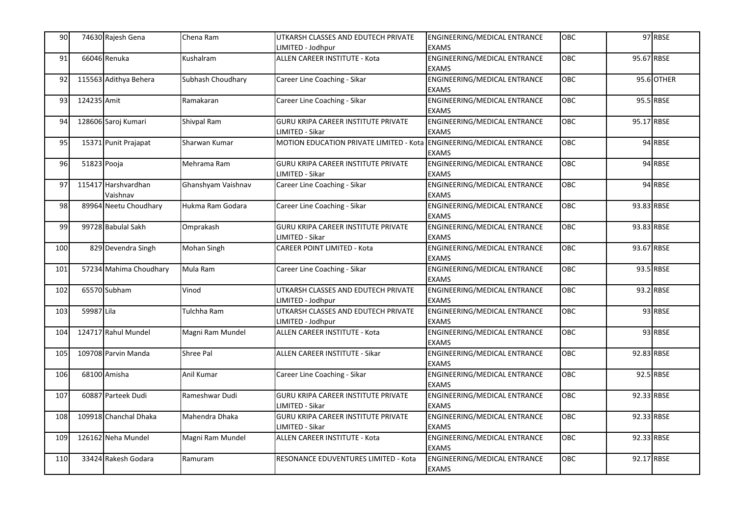| | | | | | | | |
|---|---|---|---|---|---|---|---|
| 90 | 74630 | Rajesh Gena | Chena Ram | UTKARSH CLASSES AND EDUTECH PRIVATE LIMITED - Jodhpur | ENGINEERING/MEDICAL ENTRANCE EXAMS | OBC | 97 | RBSE |
| 91 | 66046 | Renuka | Kushalram | ALLEN CAREER INSTITUTE - Kota | ENGINEERING/MEDICAL ENTRANCE EXAMS | OBC | 95.67 | RBSE |
| 92 | 115563 | Adithya Behera | Subhash Choudhary | Career Line Coaching - Sikar | ENGINEERING/MEDICAL ENTRANCE EXAMS | OBC | 95.6 | OTHER |
| 93 | 124235 | Amit | Ramakaran | Career Line Coaching - Sikar | ENGINEERING/MEDICAL ENTRANCE EXAMS | OBC | 95.5 | RBSE |
| 94 | 128606 | Saroj Kumari | Shivpal Ram | GURU KRIPA CAREER INSTITUTE PRIVATE LIMITED - Sikar | ENGINEERING/MEDICAL ENTRANCE EXAMS | OBC | 95.17 | RBSE |
| 95 | 15371 | Punit Prajapat | Sharwan Kumar | MOTION EDUCATION PRIVATE LIMITED - Kota | ENGINEERING/MEDICAL ENTRANCE EXAMS | OBC | 94 | RBSE |
| 96 | 51823 | Pooja | Mehrama Ram | GURU KRIPA CAREER INSTITUTE PRIVATE LIMITED - Sikar | ENGINEERING/MEDICAL ENTRANCE EXAMS | OBC | 94 | RBSE |
| 97 | 115417 | Harshvardhan Vaishnav | Ghanshyam Vaishnav | Career Line Coaching - Sikar | ENGINEERING/MEDICAL ENTRANCE EXAMS | OBC | 94 | RBSE |
| 98 | 89964 | Neetu Choudhary | Hukma Ram Godara | Career Line Coaching - Sikar | ENGINEERING/MEDICAL ENTRANCE EXAMS | OBC | 93.83 | RBSE |
| 99 | 99728 | Babulal Sakh | Omprakash | GURU KRIPA CAREER INSTITUTE PRIVATE LIMITED - Sikar | ENGINEERING/MEDICAL ENTRANCE EXAMS | OBC | 93.83 | RBSE |
| 100 | 829 | Devendra Singh | Mohan Singh | CAREER POINT LIMITED - Kota | ENGINEERING/MEDICAL ENTRANCE EXAMS | OBC | 93.67 | RBSE |
| 101 | 57234 | Mahima Choudhary | Mula Ram | Career Line Coaching - Sikar | ENGINEERING/MEDICAL ENTRANCE EXAMS | OBC | 93.5 | RBSE |
| 102 | 65570 | Subham | Vinod | UTKARSH CLASSES AND EDUTECH PRIVATE LIMITED - Jodhpur | ENGINEERING/MEDICAL ENTRANCE EXAMS | OBC | 93.2 | RBSE |
| 103 | 59987 | Lila | Tulchha Ram | UTKARSH CLASSES AND EDUTECH PRIVATE LIMITED - Jodhpur | ENGINEERING/MEDICAL ENTRANCE EXAMS | OBC | 93 | RBSE |
| 104 | 124717 | Rahul Mundel | Magni Ram Mundel | ALLEN CAREER INSTITUTE - Kota | ENGINEERING/MEDICAL ENTRANCE EXAMS | OBC | 93 | RBSE |
| 105 | 109708 | Parvin Manda | Shree Pal | ALLEN CAREER INSTITUTE - Sikar | ENGINEERING/MEDICAL ENTRANCE EXAMS | OBC | 92.83 | RBSE |
| 106 | 68100 | Amisha | Anil Kumar | Career Line Coaching - Sikar | ENGINEERING/MEDICAL ENTRANCE EXAMS | OBC | 92.5 | RBSE |
| 107 | 60887 | Parteek Dudi | Rameshwar Dudi | GURU KRIPA CAREER INSTITUTE PRIVATE LIMITED - Sikar | ENGINEERING/MEDICAL ENTRANCE EXAMS | OBC | 92.33 | RBSE |
| 108 | 109918 | Chanchal Dhaka | Mahendra Dhaka | GURU KRIPA CAREER INSTITUTE PRIVATE LIMITED - Sikar | ENGINEERING/MEDICAL ENTRANCE EXAMS | OBC | 92.33 | RBSE |
| 109 | 126162 | Neha Mundel | Magni Ram Mundel | ALLEN CAREER INSTITUTE - Kota | ENGINEERING/MEDICAL ENTRANCE EXAMS | OBC | 92.33 | RBSE |
| 110 | 33424 | Rakesh Godara | Ramuram | RESONANCE EDUVENTURES LIMITED - Kota | ENGINEERING/MEDICAL ENTRANCE EXAMS | OBC | 92.17 | RBSE |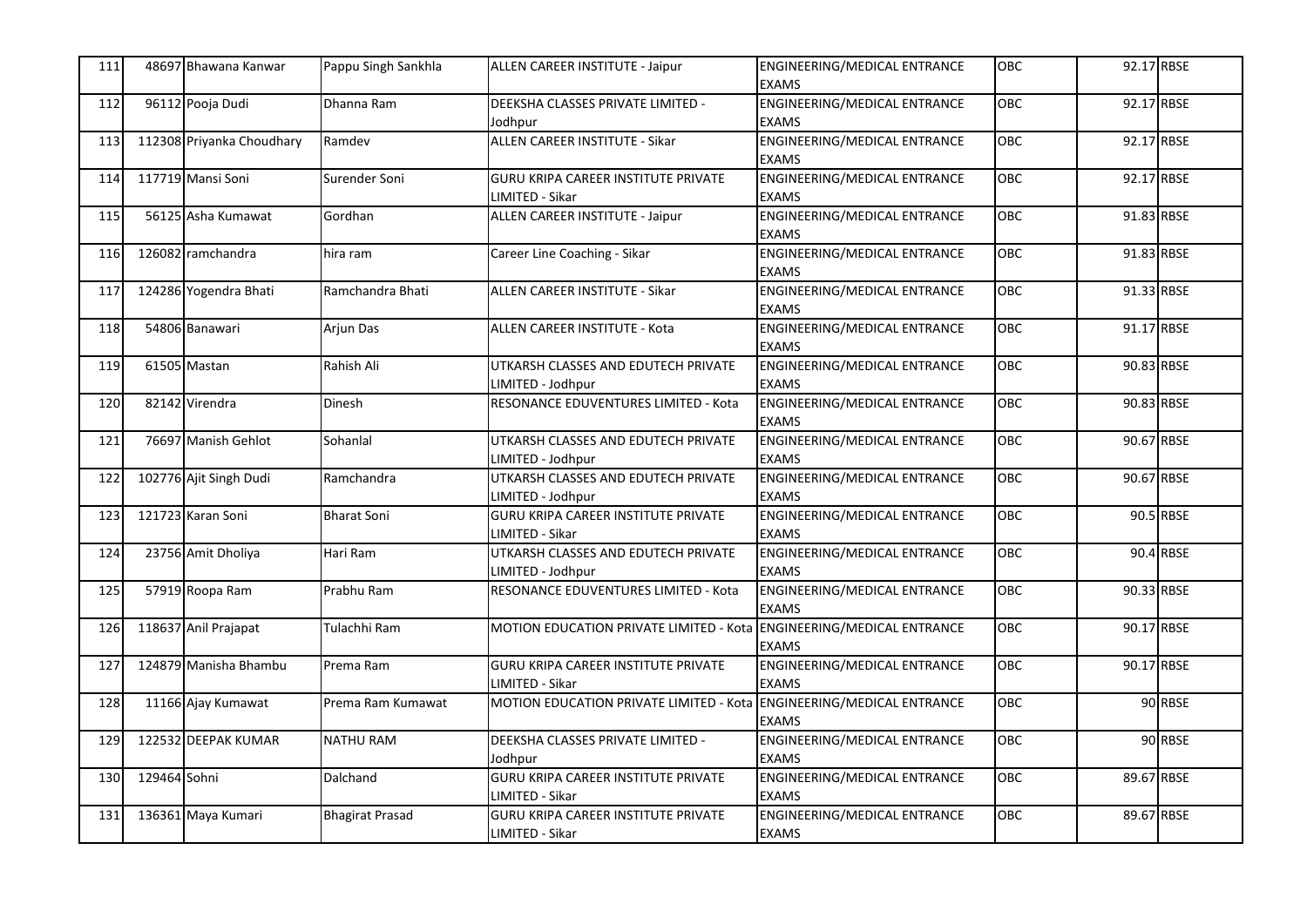| 111 | 48697 | Bhawana Kanwar | Pappu Singh Sankhla | ALLEN CAREER INSTITUTE - Jaipur | ENGINEERING/MEDICAL ENTRANCE EXAMS | OBC | 92.17 | RBSE |
|---|---|---|---|---|---|---|---|---|
| 112 | 96112 | Pooja Dudi | Dhanna Ram | DEEKSHA CLASSES PRIVATE LIMITED - Jodhpur | ENGINEERING/MEDICAL ENTRANCE EXAMS | OBC | 92.17 | RBSE |
| 113 | 112308 | Priyanka Choudhary | Ramdev | ALLEN CAREER INSTITUTE - Sikar | ENGINEERING/MEDICAL ENTRANCE EXAMS | OBC | 92.17 | RBSE |
| 114 | 117719 | Mansi Soni | Surender Soni | GURU KRIPA CAREER INSTITUTE PRIVATE LIMITED - Sikar | ENGINEERING/MEDICAL ENTRANCE EXAMS | OBC | 92.17 | RBSE |
| 115 | 56125 | Asha Kumawat | Gordhan | ALLEN CAREER INSTITUTE - Jaipur | ENGINEERING/MEDICAL ENTRANCE EXAMS | OBC | 91.83 | RBSE |
| 116 | 126082 | ramchandra | hira ram | Career Line Coaching - Sikar | ENGINEERING/MEDICAL ENTRANCE EXAMS | OBC | 91.83 | RBSE |
| 117 | 124286 | Yogendra Bhati | Ramchandra Bhati | ALLEN CAREER INSTITUTE - Sikar | ENGINEERING/MEDICAL ENTRANCE EXAMS | OBC | 91.33 | RBSE |
| 118 | 54806 | Banawari | Arjun Das | ALLEN CAREER INSTITUTE - Kota | ENGINEERING/MEDICAL ENTRANCE EXAMS | OBC | 91.17 | RBSE |
| 119 | 61505 | Mastan | Rahish Ali | UTKARSH CLASSES AND EDUTECH PRIVATE LIMITED - Jodhpur | ENGINEERING/MEDICAL ENTRANCE EXAMS | OBC | 90.83 | RBSE |
| 120 | 82142 | Virendra | Dinesh | RESONANCE EDUVENTURES LIMITED - Kota | ENGINEERING/MEDICAL ENTRANCE EXAMS | OBC | 90.83 | RBSE |
| 121 | 76697 | Manish Gehlot | Sohanlal | UTKARSH CLASSES AND EDUTECH PRIVATE LIMITED - Jodhpur | ENGINEERING/MEDICAL ENTRANCE EXAMS | OBC | 90.67 | RBSE |
| 122 | 102776 | Ajit Singh Dudi | Ramchandra | UTKARSH CLASSES AND EDUTECH PRIVATE LIMITED - Jodhpur | ENGINEERING/MEDICAL ENTRANCE EXAMS | OBC | 90.67 | RBSE |
| 123 | 121723 | Karan Soni | Bharat Soni | GURU KRIPA CAREER INSTITUTE PRIVATE LIMITED - Sikar | ENGINEERING/MEDICAL ENTRANCE EXAMS | OBC | 90.5 | RBSE |
| 124 | 23756 | Amit Dholiya | Hari Ram | UTKARSH CLASSES AND EDUTECH PRIVATE LIMITED - Jodhpur | ENGINEERING/MEDICAL ENTRANCE EXAMS | OBC | 90.4 | RBSE |
| 125 | 57919 | Roopa Ram | Prabhu Ram | RESONANCE EDUVENTURES LIMITED - Kota | ENGINEERING/MEDICAL ENTRANCE EXAMS | OBC | 90.33 | RBSE |
| 126 | 118637 | Anil Prajapat | Tulachhi Ram | MOTION EDUCATION PRIVATE LIMITED - Kota | ENGINEERING/MEDICAL ENTRANCE EXAMS | OBC | 90.17 | RBSE |
| 127 | 124879 | Manisha Bhambu | Prema Ram | GURU KRIPA CAREER INSTITUTE PRIVATE LIMITED - Sikar | ENGINEERING/MEDICAL ENTRANCE EXAMS | OBC | 90.17 | RBSE |
| 128 | 11166 | Ajay Kumawat | Prema Ram Kumawat | MOTION EDUCATION PRIVATE LIMITED - Kota | ENGINEERING/MEDICAL ENTRANCE EXAMS | OBC | 90 | RBSE |
| 129 | 122532 | DEEPAK KUMAR | NATHU RAM | DEEKSHA CLASSES PRIVATE LIMITED - Jodhpur | ENGINEERING/MEDICAL ENTRANCE EXAMS | OBC | 90 | RBSE |
| 130 | 129464 | Sohni | Dalchand | GURU KRIPA CAREER INSTITUTE PRIVATE LIMITED - Sikar | ENGINEERING/MEDICAL ENTRANCE EXAMS | OBC | 89.67 | RBSE |
| 131 | 136361 | Maya Kumari | Bhagirat Prasad | GURU KRIPA CAREER INSTITUTE PRIVATE LIMITED - Sikar | ENGINEERING/MEDICAL ENTRANCE EXAMS | OBC | 89.67 | RBSE |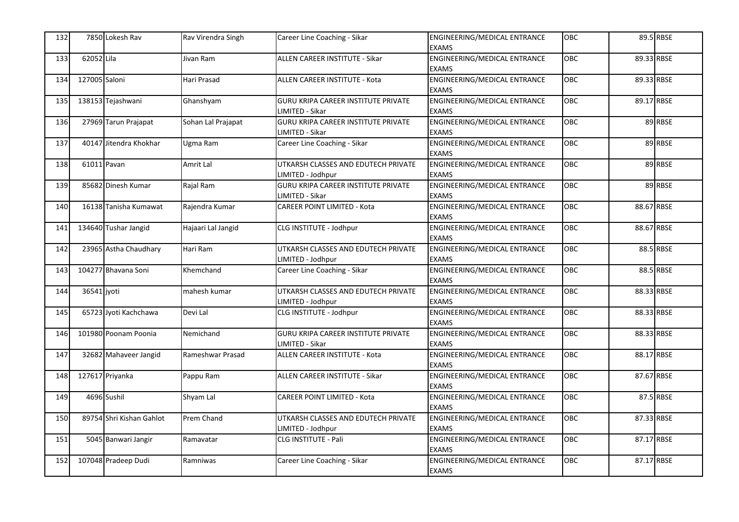| 132 | 7850 | Lokesh Rav | Rav Virendra Singh | Career Line Coaching - Sikar | ENGINEERING/MEDICAL ENTRANCE EXAMS | OBC | 89.5 | RBSE |
|---|---|---|---|---|---|---|---|---|
| 133 | 62052 | Lila | Jivan Ram | ALLEN CAREER INSTITUTE - Sikar | ENGINEERING/MEDICAL ENTRANCE EXAMS | OBC | 89.33 | RBSE |
| 134 | 127005 | Saloni | Hari Prasad | ALLEN CAREER INSTITUTE - Kota | ENGINEERING/MEDICAL ENTRANCE EXAMS | OBC | 89.33 | RBSE |
| 135 | 138153 | Tejashwani | Ghanshyam | GURU KRIPA CAREER INSTITUTE PRIVATE LIMITED - Sikar | ENGINEERING/MEDICAL ENTRANCE EXAMS | OBC | 89.17 | RBSE |
| 136 | 27969 | Tarun Prajapat | Sohan Lal Prajapat | GURU KRIPA CAREER INSTITUTE PRIVATE LIMITED - Sikar | ENGINEERING/MEDICAL ENTRANCE EXAMS | OBC | 89 | RBSE |
| 137 | 40147 | Jitendra Khokhar | Ugma Ram | Career Line Coaching - Sikar | ENGINEERING/MEDICAL ENTRANCE EXAMS | OBC | 89 | RBSE |
| 138 | 61011 | Pavan | Amrit Lal | UTKARSH CLASSES AND EDUTECH PRIVATE LIMITED - Jodhpur | ENGINEERING/MEDICAL ENTRANCE EXAMS | OBC | 89 | RBSE |
| 139 | 85682 | Dinesh Kumar | Rajal Ram | GURU KRIPA CAREER INSTITUTE PRIVATE LIMITED - Sikar | ENGINEERING/MEDICAL ENTRANCE EXAMS | OBC | 89 | RBSE |
| 140 | 16138 | Tanisha Kumawat | Rajendra Kumar | CAREER POINT LIMITED - Kota | ENGINEERING/MEDICAL ENTRANCE EXAMS | OBC | 88.67 | RBSE |
| 141 | 134640 | Tushar Jangid | Hajaari Lal Jangid | CLG INSTITUTE - Jodhpur | ENGINEERING/MEDICAL ENTRANCE EXAMS | OBC | 88.67 | RBSE |
| 142 | 23965 | Astha Chaudhary | Hari Ram | UTKARSH CLASSES AND EDUTECH PRIVATE LIMITED - Jodhpur | ENGINEERING/MEDICAL ENTRANCE EXAMS | OBC | 88.5 | RBSE |
| 143 | 104277 | Bhavana Soni | Khemchand | Career Line Coaching - Sikar | ENGINEERING/MEDICAL ENTRANCE EXAMS | OBC | 88.5 | RBSE |
| 144 | 36541 | jyoti | mahesh kumar | UTKARSH CLASSES AND EDUTECH PRIVATE LIMITED - Jodhpur | ENGINEERING/MEDICAL ENTRANCE EXAMS | OBC | 88.33 | RBSE |
| 145 | 65723 | Jyoti Kachchawa | Devi Lal | CLG INSTITUTE - Jodhpur | ENGINEERING/MEDICAL ENTRANCE EXAMS | OBC | 88.33 | RBSE |
| 146 | 101980 | Poonam Poonia | Nemichand | GURU KRIPA CAREER INSTITUTE PRIVATE LIMITED - Sikar | ENGINEERING/MEDICAL ENTRANCE EXAMS | OBC | 88.33 | RBSE |
| 147 | 32682 | Mahaveer Jangid | Rameshwar Prasad | ALLEN CAREER INSTITUTE - Kota | ENGINEERING/MEDICAL ENTRANCE EXAMS | OBC | 88.17 | RBSE |
| 148 | 127617 | Priyanka | Pappu Ram | ALLEN CAREER INSTITUTE - Sikar | ENGINEERING/MEDICAL ENTRANCE EXAMS | OBC | 87.67 | RBSE |
| 149 | 4696 | Sushil | Shyam Lal | CAREER POINT LIMITED - Kota | ENGINEERING/MEDICAL ENTRANCE EXAMS | OBC | 87.5 | RBSE |
| 150 | 89754 | Shri Kishan Gahlot | Prem Chand | UTKARSH CLASSES AND EDUTECH PRIVATE LIMITED - Jodhpur | ENGINEERING/MEDICAL ENTRANCE EXAMS | OBC | 87.33 | RBSE |
| 151 | 5045 | Banwari Jangir | Ramavatar | CLG INSTITUTE - Pali | ENGINEERING/MEDICAL ENTRANCE EXAMS | OBC | 87.17 | RBSE |
| 152 | 107048 | Pradeep Dudi | Ramniwas | Career Line Coaching - Sikar | ENGINEERING/MEDICAL ENTRANCE EXAMS | OBC | 87.17 | RBSE |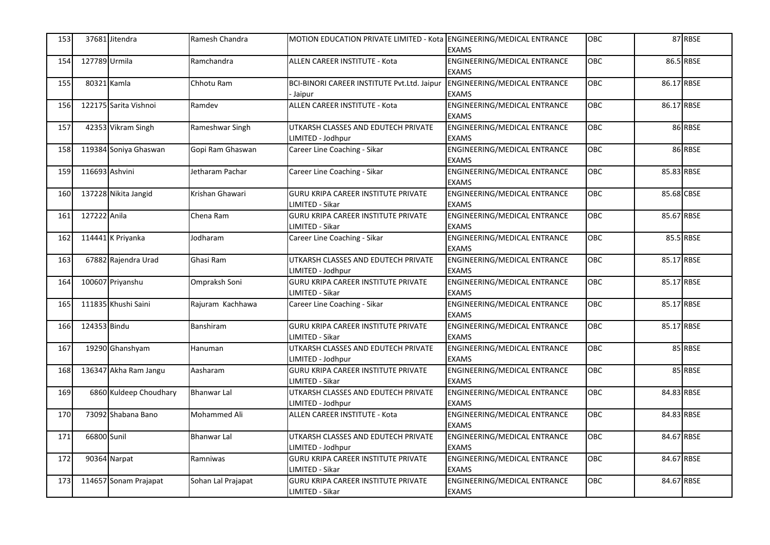| 153 | 37681 | Jitendra | Ramesh Chandra | MOTION EDUCATION PRIVATE LIMITED - Kota | ENGINEERING/MEDICAL ENTRANCE EXAMS | OBC | 87 | RBSE |
|---|---|---|---|---|---|---|---|---|
| 154 | 127789 | Urmila | Ramchandra | ALLEN CAREER INSTITUTE - Kota | ENGINEERING/MEDICAL ENTRANCE EXAMS | OBC | 86.5 | RBSE |
| 155 | 80321 | Kamla | Chhotu Ram | BCI-BINORI CAREER INSTITUTE Pvt.Ltd. Jaipur - Jaipur | ENGINEERING/MEDICAL ENTRANCE EXAMS | OBC | 86.17 | RBSE |
| 156 | 122175 | Sarita Vishnoi | Ramdev | ALLEN CAREER INSTITUTE - Kota | ENGINEERING/MEDICAL ENTRANCE EXAMS | OBC | 86.17 | RBSE |
| 157 | 42353 | Vikram Singh | Rameshwar Singh | UTKARSH CLASSES AND EDUTECH PRIVATE LIMITED - Jodhpur | ENGINEERING/MEDICAL ENTRANCE EXAMS | OBC | 86 | RBSE |
| 158 | 119384 | Soniya Ghaswan | Gopi Ram Ghaswan | Career Line Coaching - Sikar | ENGINEERING/MEDICAL ENTRANCE EXAMS | OBC | 86 | RBSE |
| 159 | 116693 | Ashvini | Jetharam Pachar | Career Line Coaching - Sikar | ENGINEERING/MEDICAL ENTRANCE EXAMS | OBC | 85.83 | RBSE |
| 160 | 137228 | Nikita Jangid | Krishan Ghawari | GURU KRIPA CAREER INSTITUTE PRIVATE LIMITED - Sikar | ENGINEERING/MEDICAL ENTRANCE EXAMS | OBC | 85.68 | CBSE |
| 161 | 127222 | Anila | Chena Ram | GURU KRIPA CAREER INSTITUTE PRIVATE LIMITED - Sikar | ENGINEERING/MEDICAL ENTRANCE EXAMS | OBC | 85.67 | RBSE |
| 162 | 114441 | K Priyanka | Jodharam | Career Line Coaching - Sikar | ENGINEERING/MEDICAL ENTRANCE EXAMS | OBC | 85.5 | RBSE |
| 163 | 67882 | Rajendra Urad | Ghasi Ram | UTKARSH CLASSES AND EDUTECH PRIVATE LIMITED - Jodhpur | ENGINEERING/MEDICAL ENTRANCE EXAMS | OBC | 85.17 | RBSE |
| 164 | 100607 | Priyanshu | Ompraksh Soni | GURU KRIPA CAREER INSTITUTE PRIVATE LIMITED - Sikar | ENGINEERING/MEDICAL ENTRANCE EXAMS | OBC | 85.17 | RBSE |
| 165 | 111835 | Khushi Saini | Rajuram Kachhawa | Career Line Coaching - Sikar | ENGINEERING/MEDICAL ENTRANCE EXAMS | OBC | 85.17 | RBSE |
| 166 | 124353 | Bindu | Banshiram | GURU KRIPA CAREER INSTITUTE PRIVATE LIMITED - Sikar | ENGINEERING/MEDICAL ENTRANCE EXAMS | OBC | 85.17 | RBSE |
| 167 | 19290 | Ghanshyam | Hanuman | UTKARSH CLASSES AND EDUTECH PRIVATE LIMITED - Jodhpur | ENGINEERING/MEDICAL ENTRANCE EXAMS | OBC | 85 | RBSE |
| 168 | 136347 | Akha Ram Jangu | Aasharam | GURU KRIPA CAREER INSTITUTE PRIVATE LIMITED - Sikar | ENGINEERING/MEDICAL ENTRANCE EXAMS | OBC | 85 | RBSE |
| 169 | 6860 | Kuldeep Choudhary | Bhanwar Lal | UTKARSH CLASSES AND EDUTECH PRIVATE LIMITED - Jodhpur | ENGINEERING/MEDICAL ENTRANCE EXAMS | OBC | 84.83 | RBSE |
| 170 | 73092 | Shabana Bano | Mohammed Ali | ALLEN CAREER INSTITUTE - Kota | ENGINEERING/MEDICAL ENTRANCE EXAMS | OBC | 84.83 | RBSE |
| 171 | 66800 | Sunil | Bhanwar Lal | UTKARSH CLASSES AND EDUTECH PRIVATE LIMITED - Jodhpur | ENGINEERING/MEDICAL ENTRANCE EXAMS | OBC | 84.67 | RBSE |
| 172 | 90364 | Narpat | Ramniwas | GURU KRIPA CAREER INSTITUTE PRIVATE LIMITED - Sikar | ENGINEERING/MEDICAL ENTRANCE EXAMS | OBC | 84.67 | RBSE |
| 173 | 114657 | Sonam Prajapat | Sohan Lal Prajapat | GURU KRIPA CAREER INSTITUTE PRIVATE LIMITED - Sikar | ENGINEERING/MEDICAL ENTRANCE EXAMS | OBC | 84.67 | RBSE |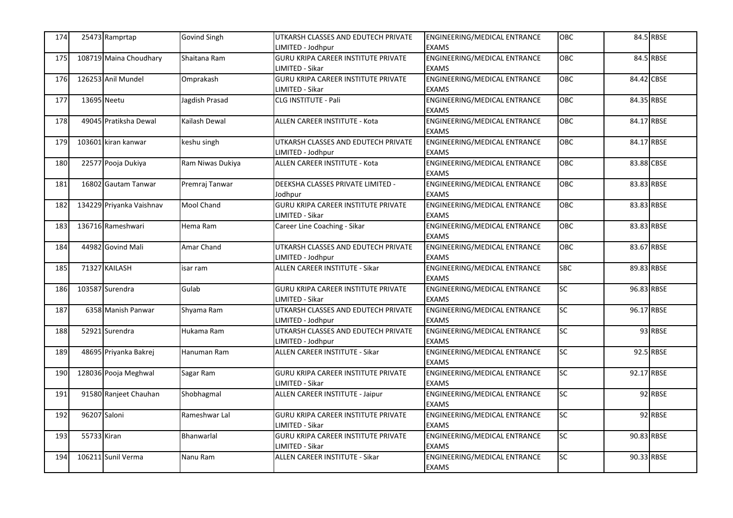| 174 | 25473 | Ramprtap | Govind Singh | UTKARSH CLASSES AND EDUTECH PRIVATE LIMITED - Jodhpur | ENGINEERING/MEDICAL ENTRANCE EXAMS | OBC | 84.5 | RBSE |
|---|---|---|---|---|---|---|---|---|
| 175 | 108719 | Maina Choudhary | Shaitana Ram | GURU KRIPA CAREER INSTITUTE PRIVATE LIMITED - Sikar | ENGINEERING/MEDICAL ENTRANCE EXAMS | OBC | 84.5 | RBSE |
| 176 | 126253 | Anil Mundel | Omprakash | GURU KRIPA CAREER INSTITUTE PRIVATE LIMITED - Sikar | ENGINEERING/MEDICAL ENTRANCE EXAMS | OBC | 84.42 | CBSE |
| 177 | 13695 | Neetu | Jagdish Prasad | CLG INSTITUTE - Pali | ENGINEERING/MEDICAL ENTRANCE EXAMS | OBC | 84.35 | RBSE |
| 178 | 49045 | Pratiksha Dewal | Kailash Dewal | ALLEN CAREER INSTITUTE - Kota | ENGINEERING/MEDICAL ENTRANCE EXAMS | OBC | 84.17 | RBSE |
| 179 | 103601 | kiran kanwar | keshu singh | UTKARSH CLASSES AND EDUTECH PRIVATE LIMITED - Jodhpur | ENGINEERING/MEDICAL ENTRANCE EXAMS | OBC | 84.17 | RBSE |
| 180 | 22577 | Pooja Dukiya | Ram Niwas Dukiya | ALLEN CAREER INSTITUTE - Kota | ENGINEERING/MEDICAL ENTRANCE EXAMS | OBC | 83.88 | CBSE |
| 181 | 16802 | Gautam Tanwar | Premraj Tanwar | DEEKSHA CLASSES PRIVATE LIMITED - Jodhpur | ENGINEERING/MEDICAL ENTRANCE EXAMS | OBC | 83.83 | RBSE |
| 182 | 134229 | Priyanka Vaishnav | Mool Chand | GURU KRIPA CAREER INSTITUTE PRIVATE LIMITED - Sikar | ENGINEERING/MEDICAL ENTRANCE EXAMS | OBC | 83.83 | RBSE |
| 183 | 136716 | Rameshwari | Hema Ram | Career Line Coaching - Sikar | ENGINEERING/MEDICAL ENTRANCE EXAMS | OBC | 83.83 | RBSE |
| 184 | 44982 | Govind Mali | Amar Chand | UTKARSH CLASSES AND EDUTECH PRIVATE LIMITED - Jodhpur | ENGINEERING/MEDICAL ENTRANCE EXAMS | OBC | 83.67 | RBSE |
| 185 | 71327 | KAILASH | isar ram | ALLEN CAREER INSTITUTE - Sikar | ENGINEERING/MEDICAL ENTRANCE EXAMS | SBC | 89.83 | RBSE |
| 186 | 103587 | Surendra | Gulab | GURU KRIPA CAREER INSTITUTE PRIVATE LIMITED - Sikar | ENGINEERING/MEDICAL ENTRANCE EXAMS | SC | 96.83 | RBSE |
| 187 | 6358 | Manish Panwar | Shyama Ram | UTKARSH CLASSES AND EDUTECH PRIVATE LIMITED - Jodhpur | ENGINEERING/MEDICAL ENTRANCE EXAMS | SC | 96.17 | RBSE |
| 188 | 52921 | Surendra | Hukama Ram | UTKARSH CLASSES AND EDUTECH PRIVATE LIMITED - Jodhpur | ENGINEERING/MEDICAL ENTRANCE EXAMS | SC | 93 | RBSE |
| 189 | 48695 | Priyanka Bakrej | Hanuman Ram | ALLEN CAREER INSTITUTE - Sikar | ENGINEERING/MEDICAL ENTRANCE EXAMS | SC | 92.5 | RBSE |
| 190 | 128036 | Pooja Meghwal | Sagar Ram | GURU KRIPA CAREER INSTITUTE PRIVATE LIMITED - Sikar | ENGINEERING/MEDICAL ENTRANCE EXAMS | SC | 92.17 | RBSE |
| 191 | 91580 | Ranjeet Chauhan | Shobhagmal | ALLEN CAREER INSTITUTE - Jaipur | ENGINEERING/MEDICAL ENTRANCE EXAMS | SC | 92 | RBSE |
| 192 | 96207 | Saloni | Rameshwar Lal | GURU KRIPA CAREER INSTITUTE PRIVATE LIMITED - Sikar | ENGINEERING/MEDICAL ENTRANCE EXAMS | SC | 92 | RBSE |
| 193 | 55733 | Kiran | Bhanwarlal | GURU KRIPA CAREER INSTITUTE PRIVATE LIMITED - Sikar | ENGINEERING/MEDICAL ENTRANCE EXAMS | SC | 90.83 | RBSE |
| 194 | 106211 | Sunil Verma | Nanu Ram | ALLEN CAREER INSTITUTE - Sikar | ENGINEERING/MEDICAL ENTRANCE EXAMS | SC | 90.33 | RBSE |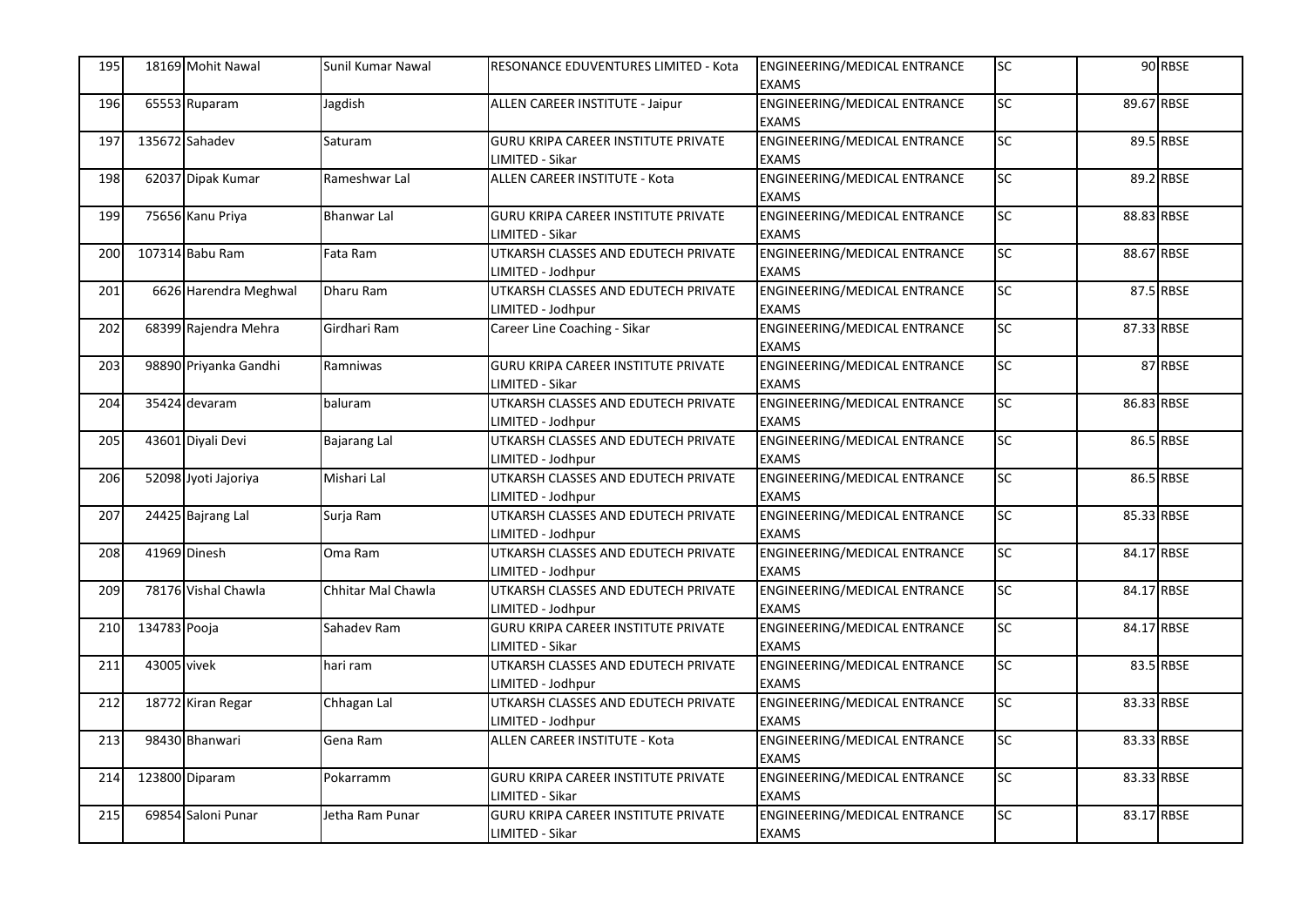| 195 | 18169 | Mohit Nawal | Sunil Kumar Nawal | RESONANCE EDUVENTURES LIMITED - Kota | ENGINEERING/MEDICAL ENTRANCE EXAMS | SC | 90 | RBSE |
|---|---|---|---|---|---|---|---|---|
| 196 | 65553 | Ruparam | Jagdish | ALLEN CAREER INSTITUTE - Jaipur | ENGINEERING/MEDICAL ENTRANCE EXAMS | SC | 89.67 | RBSE |
| 197 | 135672 | Sahadev | Saturam | GURU KRIPA CAREER INSTITUTE PRIVATE LIMITED - Sikar | ENGINEERING/MEDICAL ENTRANCE EXAMS | SC | 89.5 | RBSE |
| 198 | 62037 | Dipak Kumar | Rameshwar Lal | ALLEN CAREER INSTITUTE - Kota | ENGINEERING/MEDICAL ENTRANCE EXAMS | SC | 89.2 | RBSE |
| 199 | 75656 | Kanu Priya | Bhanwar Lal | GURU KRIPA CAREER INSTITUTE PRIVATE LIMITED - Sikar | ENGINEERING/MEDICAL ENTRANCE EXAMS | SC | 88.83 | RBSE |
| 200 | 107314 | Babu Ram | Fata Ram | UTKARSH CLASSES AND EDUTECH PRIVATE LIMITED - Jodhpur | ENGINEERING/MEDICAL ENTRANCE EXAMS | SC | 88.67 | RBSE |
| 201 | 6626 | Harendra Meghwal | Dharu Ram | UTKARSH CLASSES AND EDUTECH PRIVATE LIMITED - Jodhpur | ENGINEERING/MEDICAL ENTRANCE EXAMS | SC | 87.5 | RBSE |
| 202 | 68399 | Rajendra Mehra | Girdhari Ram | Career Line Coaching - Sikar | ENGINEERING/MEDICAL ENTRANCE EXAMS | SC | 87.33 | RBSE |
| 203 | 98890 | Priyanka Gandhi | Ramniwas | GURU KRIPA CAREER INSTITUTE PRIVATE LIMITED - Sikar | ENGINEERING/MEDICAL ENTRANCE EXAMS | SC | 87 | RBSE |
| 204 | 35424 | devaram | baluram | UTKARSH CLASSES AND EDUTECH PRIVATE LIMITED - Jodhpur | ENGINEERING/MEDICAL ENTRANCE EXAMS | SC | 86.83 | RBSE |
| 205 | 43601 | Diyali Devi | Bajarang Lal | UTKARSH CLASSES AND EDUTECH PRIVATE LIMITED - Jodhpur | ENGINEERING/MEDICAL ENTRANCE EXAMS | SC | 86.5 | RBSE |
| 206 | 52098 | Jyoti Jajoriya | Mishari Lal | UTKARSH CLASSES AND EDUTECH PRIVATE LIMITED - Jodhpur | ENGINEERING/MEDICAL ENTRANCE EXAMS | SC | 86.5 | RBSE |
| 207 | 24425 | Bajrang Lal | Surja Ram | UTKARSH CLASSES AND EDUTECH PRIVATE LIMITED - Jodhpur | ENGINEERING/MEDICAL ENTRANCE EXAMS | SC | 85.33 | RBSE |
| 208 | 41969 | Dinesh | Oma Ram | UTKARSH CLASSES AND EDUTECH PRIVATE LIMITED - Jodhpur | ENGINEERING/MEDICAL ENTRANCE EXAMS | SC | 84.17 | RBSE |
| 209 | 78176 | Vishal Chawla | Chhitar Mal Chawla | UTKARSH CLASSES AND EDUTECH PRIVATE LIMITED - Jodhpur | ENGINEERING/MEDICAL ENTRANCE EXAMS | SC | 84.17 | RBSE |
| 210 | 134783 | Pooja | Sahadev Ram | GURU KRIPA CAREER INSTITUTE PRIVATE LIMITED - Sikar | ENGINEERING/MEDICAL ENTRANCE EXAMS | SC | 84.17 | RBSE |
| 211 | 43005 | vivek | hari ram | UTKARSH CLASSES AND EDUTECH PRIVATE LIMITED - Jodhpur | ENGINEERING/MEDICAL ENTRANCE EXAMS | SC | 83.5 | RBSE |
| 212 | 18772 | Kiran Regar | Chhagan Lal | UTKARSH CLASSES AND EDUTECH PRIVATE LIMITED - Jodhpur | ENGINEERING/MEDICAL ENTRANCE EXAMS | SC | 83.33 | RBSE |
| 213 | 98430 | Bhanwari | Gena Ram | ALLEN CAREER INSTITUTE - Kota | ENGINEERING/MEDICAL ENTRANCE EXAMS | SC | 83.33 | RBSE |
| 214 | 123800 | Diparam | Pokarramm | GURU KRIPA CAREER INSTITUTE PRIVATE LIMITED - Sikar | ENGINEERING/MEDICAL ENTRANCE EXAMS | SC | 83.33 | RBSE |
| 215 | 69854 | Saloni Punar | Jetha Ram Punar | GURU KRIPA CAREER INSTITUTE PRIVATE LIMITED - Sikar | ENGINEERING/MEDICAL ENTRANCE EXAMS | SC | 83.17 | RBSE |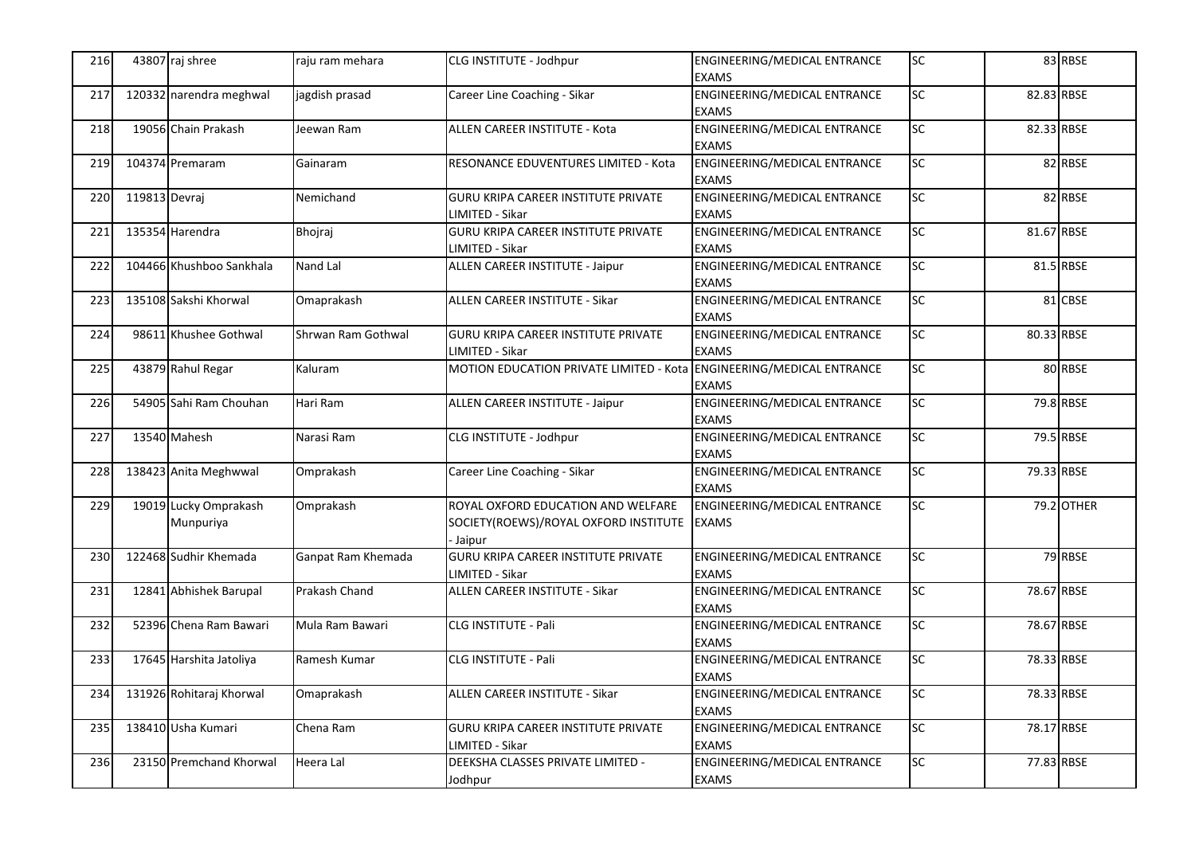| 216 | 43807 | raj shree | raju ram mehara | CLG INSTITUTE - Jodhpur | ENGINEERING/MEDICAL ENTRANCE EXAMS | SC | 83 | RBSE |
|---|---|---|---|---|---|---|---|---|
| 217 | 120332 | narendra meghwal | jagdish prasad | Career Line Coaching - Sikar | ENGINEERING/MEDICAL ENTRANCE EXAMS | SC | 82.83 | RBSE |
| 218 | 19056 | Chain Prakash | Jeewan Ram | ALLEN CAREER INSTITUTE - Kota | ENGINEERING/MEDICAL ENTRANCE EXAMS | SC | 82.33 | RBSE |
| 219 | 104374 | Premaram | Gainaram | RESONANCE EDUVENTURES LIMITED - Kota | ENGINEERING/MEDICAL ENTRANCE EXAMS | SC | 82 | RBSE |
| 220 | 119813 | Devraj | Nemichand | GURU KRIPA CAREER INSTITUTE PRIVATE LIMITED - Sikar | ENGINEERING/MEDICAL ENTRANCE EXAMS | SC | 82 | RBSE |
| 221 | 135354 | Harendra | Bhojraj | GURU KRIPA CAREER INSTITUTE PRIVATE LIMITED - Sikar | ENGINEERING/MEDICAL ENTRANCE EXAMS | SC | 81.67 | RBSE |
| 222 | 104466 | Khushboo Sankhala | Nand Lal | ALLEN CAREER INSTITUTE - Jaipur | ENGINEERING/MEDICAL ENTRANCE EXAMS | SC | 81.5 | RBSE |
| 223 | 135108 | Sakshi Khorwal | Omaprakash | ALLEN CAREER INSTITUTE - Sikar | ENGINEERING/MEDICAL ENTRANCE EXAMS | SC | 81 | CBSE |
| 224 | 98611 | Khushee Gothwal | Shrwan Ram Gothwal | GURU KRIPA CAREER INSTITUTE PRIVATE LIMITED - Sikar | ENGINEERING/MEDICAL ENTRANCE EXAMS | SC | 80.33 | RBSE |
| 225 | 43879 | Rahul Regar | Kaluram | MOTION EDUCATION PRIVATE LIMITED - Kota | ENGINEERING/MEDICAL ENTRANCE EXAMS | SC | 80 | RBSE |
| 226 | 54905 | Sahi Ram Chouhan | Hari Ram | ALLEN CAREER INSTITUTE - Jaipur | ENGINEERING/MEDICAL ENTRANCE EXAMS | SC | 79.8 | RBSE |
| 227 | 13540 | Mahesh | Narasi Ram | CLG INSTITUTE - Jodhpur | ENGINEERING/MEDICAL ENTRANCE EXAMS | SC | 79.5 | RBSE |
| 228 | 138423 | Anita Meghwwal | Omprakash | Career Line Coaching - Sikar | ENGINEERING/MEDICAL ENTRANCE EXAMS | SC | 79.33 | RBSE |
| 229 | 19019 | Lucky Omprakash Munpuriya | Omprakash | ROYAL OXFORD EDUCATION AND WELFARE SOCIETY(ROEWS)/ROYAL OXFORD INSTITUTE - Jaipur | ENGINEERING/MEDICAL ENTRANCE EXAMS | SC | 79.2 | OTHER |
| 230 | 122468 | Sudhir Khemada | Ganpat Ram Khemada | GURU KRIPA CAREER INSTITUTE PRIVATE LIMITED - Sikar | ENGINEERING/MEDICAL ENTRANCE EXAMS | SC | 79 | RBSE |
| 231 | 12841 | Abhishek Barupal | Prakash Chand | ALLEN CAREER INSTITUTE - Sikar | ENGINEERING/MEDICAL ENTRANCE EXAMS | SC | 78.67 | RBSE |
| 232 | 52396 | Chena Ram Bawari | Mula Ram Bawari | CLG INSTITUTE - Pali | ENGINEERING/MEDICAL ENTRANCE EXAMS | SC | 78.67 | RBSE |
| 233 | 17645 | Harshita Jatoliya | Ramesh Kumar | CLG INSTITUTE - Pali | ENGINEERING/MEDICAL ENTRANCE EXAMS | SC | 78.33 | RBSE |
| 234 | 131926 | Rohitaraj Khorwal | Omaprakash | ALLEN CAREER INSTITUTE - Sikar | ENGINEERING/MEDICAL ENTRANCE EXAMS | SC | 78.33 | RBSE |
| 235 | 138410 | Usha Kumari | Chena Ram | GURU KRIPA CAREER INSTITUTE PRIVATE LIMITED - Sikar | ENGINEERING/MEDICAL ENTRANCE EXAMS | SC | 78.17 | RBSE |
| 236 | 23150 | Premchand Khorwal | Heera Lal | DEEKSHA CLASSES PRIVATE LIMITED - Jodhpur | ENGINEERING/MEDICAL ENTRANCE EXAMS | SC | 77.83 | RBSE |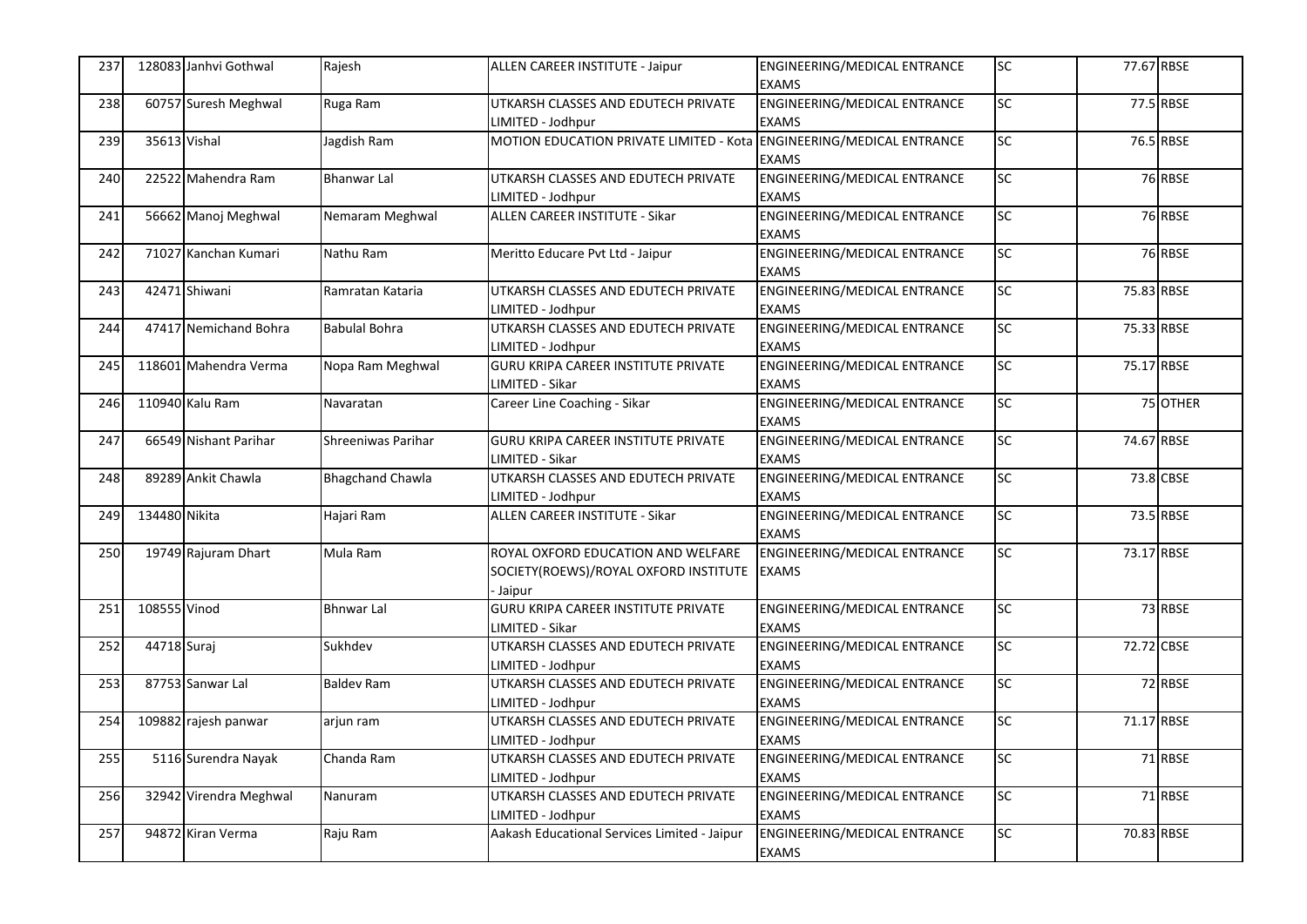| 237 | 128083 | Janhvi Gothwal | Rajesh | ALLEN CAREER INSTITUTE - Jaipur | ENGINEERING/MEDICAL ENTRANCE EXAMS | SC | 77.67 | RBSE |
|---|---|---|---|---|---|---|---|---|
| 238 | 60757 | Suresh Meghwal | Ruga Ram | UTKARSH CLASSES AND EDUTECH PRIVATE LIMITED - Jodhpur | ENGINEERING/MEDICAL ENTRANCE EXAMS | SC | 77.5 | RBSE |
| 239 | 35613 | Vishal | Jagdish Ram | MOTION EDUCATION PRIVATE LIMITED - Kota | ENGINEERING/MEDICAL ENTRANCE EXAMS | SC | 76.5 | RBSE |
| 240 | 22522 | Mahendra Ram | Bhanwar Lal | UTKARSH CLASSES AND EDUTECH PRIVATE LIMITED - Jodhpur | ENGINEERING/MEDICAL ENTRANCE EXAMS | SC | 76 | RBSE |
| 241 | 56662 | Manoj Meghwal | Nemaram Meghwal | ALLEN CAREER INSTITUTE - Sikar | ENGINEERING/MEDICAL ENTRANCE EXAMS | SC | 76 | RBSE |
| 242 | 71027 | Kanchan Kumari | Nathu Ram | Meritto Educare Pvt Ltd - Jaipur | ENGINEERING/MEDICAL ENTRANCE EXAMS | SC | 76 | RBSE |
| 243 | 42471 | Shiwani | Ramratan Kataria | UTKARSH CLASSES AND EDUTECH PRIVATE LIMITED - Jodhpur | ENGINEERING/MEDICAL ENTRANCE EXAMS | SC | 75.83 | RBSE |
| 244 | 47417 | Nemichand Bohra | Babulal Bohra | UTKARSH CLASSES AND EDUTECH PRIVATE LIMITED - Jodhpur | ENGINEERING/MEDICAL ENTRANCE EXAMS | SC | 75.33 | RBSE |
| 245 | 118601 | Mahendra Verma | Nopa Ram Meghwal | GURU KRIPA CAREER INSTITUTE PRIVATE LIMITED - Sikar | ENGINEERING/MEDICAL ENTRANCE EXAMS | SC | 75.17 | RBSE |
| 246 | 110940 | Kalu Ram | Navaratan | Career Line Coaching - Sikar | ENGINEERING/MEDICAL ENTRANCE EXAMS | SC | 75 | OTHER |
| 247 | 66549 | Nishant Parihar | Shreeniwas Parihar | GURU KRIPA CAREER INSTITUTE PRIVATE LIMITED - Sikar | ENGINEERING/MEDICAL ENTRANCE EXAMS | SC | 74.67 | RBSE |
| 248 | 89289 | Ankit Chawla | Bhagchand Chawla | UTKARSH CLASSES AND EDUTECH PRIVATE LIMITED - Jodhpur | ENGINEERING/MEDICAL ENTRANCE EXAMS | SC | 73.8 | CBSE |
| 249 | 134480 | Nikita | Hajari Ram | ALLEN CAREER INSTITUTE - Sikar | ENGINEERING/MEDICAL ENTRANCE EXAMS | SC | 73.5 | RBSE |
| 250 | 19749 | Rajuram Dhart | Mula Ram | ROYAL OXFORD EDUCATION AND WELFARE SOCIETY(ROEWS)/ROYAL OXFORD INSTITUTE - Jaipur | ENGINEERING/MEDICAL ENTRANCE EXAMS | SC | 73.17 | RBSE |
| 251 | 108555 | Vinod | Bhnwar Lal | GURU KRIPA CAREER INSTITUTE PRIVATE LIMITED - Sikar | ENGINEERING/MEDICAL ENTRANCE EXAMS | SC | 73 | RBSE |
| 252 | 44718 | Suraj | Sukhdev | UTKARSH CLASSES AND EDUTECH PRIVATE LIMITED - Jodhpur | ENGINEERING/MEDICAL ENTRANCE EXAMS | SC | 72.72 | CBSE |
| 253 | 87753 | Sanwar Lal | Baldev Ram | UTKARSH CLASSES AND EDUTECH PRIVATE LIMITED - Jodhpur | ENGINEERING/MEDICAL ENTRANCE EXAMS | SC | 72 | RBSE |
| 254 | 109882 | rajesh panwar | arjun ram | UTKARSH CLASSES AND EDUTECH PRIVATE LIMITED - Jodhpur | ENGINEERING/MEDICAL ENTRANCE EXAMS | SC | 71.17 | RBSE |
| 255 | 5116 | Surendra Nayak | Chanda Ram | UTKARSH CLASSES AND EDUTECH PRIVATE LIMITED - Jodhpur | ENGINEERING/MEDICAL ENTRANCE EXAMS | SC | 71 | RBSE |
| 256 | 32942 | Virendra Meghwal | Nanuram | UTKARSH CLASSES AND EDUTECH PRIVATE LIMITED - Jodhpur | ENGINEERING/MEDICAL ENTRANCE EXAMS | SC | 71 | RBSE |
| 257 | 94872 | Kiran Verma | Raju Ram | Aakash Educational Services Limited - Jaipur | ENGINEERING/MEDICAL ENTRANCE EXAMS | SC | 70.83 | RBSE |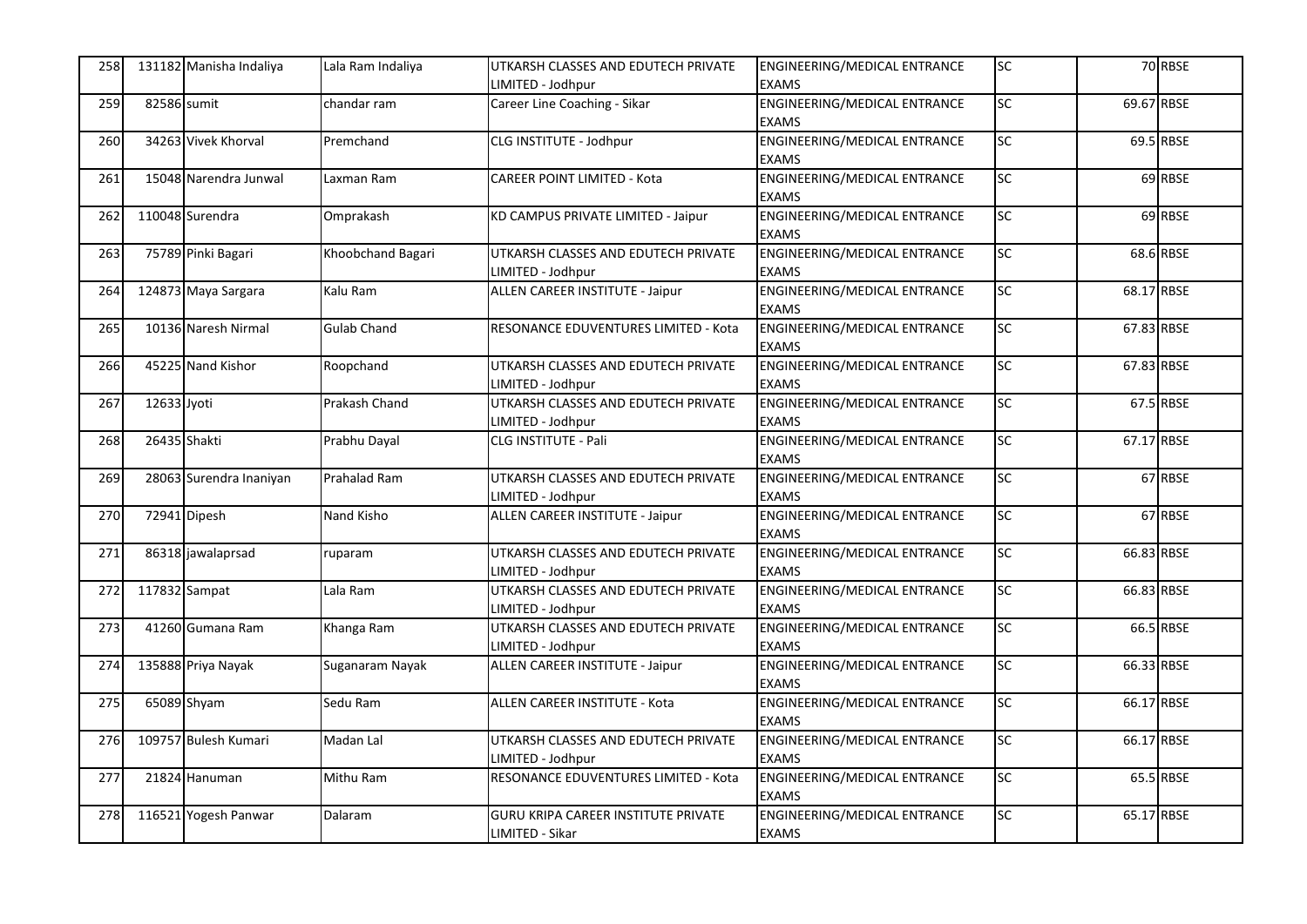| 258 | 131182 | Manisha Indaliya | Lala Ram Indaliya | UTKARSH CLASSES AND EDUTECH PRIVATE LIMITED - Jodhpur | ENGINEERING/MEDICAL ENTRANCE EXAMS | SC | 70 | RBSE |
|---|---|---|---|---|---|---|---|---|
| 259 | 82586 | sumit | chandar ram | Career Line Coaching - Sikar | ENGINEERING/MEDICAL ENTRANCE EXAMS | SC | 69.67 | RBSE |
| 260 | 34263 | Vivek Khorval | Premchand | CLG INSTITUTE - Jodhpur | ENGINEERING/MEDICAL ENTRANCE EXAMS | SC | 69.5 | RBSE |
| 261 | 15048 | Narendra Junwal | Laxman Ram | CAREER POINT LIMITED - Kota | ENGINEERING/MEDICAL ENTRANCE EXAMS | SC | 69 | RBSE |
| 262 | 110048 | Surendra | Omprakash | KD CAMPUS PRIVATE LIMITED - Jaipur | ENGINEERING/MEDICAL ENTRANCE EXAMS | SC | 69 | RBSE |
| 263 | 75789 | Pinki Bagari | Khoobchand Bagari | UTKARSH CLASSES AND EDUTECH PRIVATE LIMITED - Jodhpur | ENGINEERING/MEDICAL ENTRANCE EXAMS | SC | 68.6 | RBSE |
| 264 | 124873 | Maya Sargara | Kalu Ram | ALLEN CAREER INSTITUTE - Jaipur | ENGINEERING/MEDICAL ENTRANCE EXAMS | SC | 68.17 | RBSE |
| 265 | 10136 | Naresh Nirmal | Gulab Chand | RESONANCE EDUVENTURES LIMITED - Kota | ENGINEERING/MEDICAL ENTRANCE EXAMS | SC | 67.83 | RBSE |
| 266 | 45225 | Nand Kishor | Roopchand | UTKARSH CLASSES AND EDUTECH PRIVATE LIMITED - Jodhpur | ENGINEERING/MEDICAL ENTRANCE EXAMS | SC | 67.83 | RBSE |
| 267 | 12633 | Jyoti | Prakash Chand | UTKARSH CLASSES AND EDUTECH PRIVATE LIMITED - Jodhpur | ENGINEERING/MEDICAL ENTRANCE EXAMS | SC | 67.5 | RBSE |
| 268 | 26435 | Shakti | Prabhu Dayal | CLG INSTITUTE - Pali | ENGINEERING/MEDICAL ENTRANCE EXAMS | SC | 67.17 | RBSE |
| 269 | 28063 | Surendra Inaniyan | Prahalad Ram | UTKARSH CLASSES AND EDUTECH PRIVATE LIMITED - Jodhpur | ENGINEERING/MEDICAL ENTRANCE EXAMS | SC | 67 | RBSE |
| 270 | 72941 | Dipesh | Nand Kisho | ALLEN CAREER INSTITUTE - Jaipur | ENGINEERING/MEDICAL ENTRANCE EXAMS | SC | 67 | RBSE |
| 271 | 86318 | jawalaprsad | ruparam | UTKARSH CLASSES AND EDUTECH PRIVATE LIMITED - Jodhpur | ENGINEERING/MEDICAL ENTRANCE EXAMS | SC | 66.83 | RBSE |
| 272 | 117832 | Sampat | Lala Ram | UTKARSH CLASSES AND EDUTECH PRIVATE LIMITED - Jodhpur | ENGINEERING/MEDICAL ENTRANCE EXAMS | SC | 66.83 | RBSE |
| 273 | 41260 | Gumana Ram | Khanga Ram | UTKARSH CLASSES AND EDUTECH PRIVATE LIMITED - Jodhpur | ENGINEERING/MEDICAL ENTRANCE EXAMS | SC | 66.5 | RBSE |
| 274 | 135888 | Priya Nayak | Suganaram Nayak | ALLEN CAREER INSTITUTE - Jaipur | ENGINEERING/MEDICAL ENTRANCE EXAMS | SC | 66.33 | RBSE |
| 275 | 65089 | Shyam | Sedu Ram | ALLEN CAREER INSTITUTE - Kota | ENGINEERING/MEDICAL ENTRANCE EXAMS | SC | 66.17 | RBSE |
| 276 | 109757 | Bulesh Kumari | Madan Lal | UTKARSH CLASSES AND EDUTECH PRIVATE LIMITED - Jodhpur | ENGINEERING/MEDICAL ENTRANCE EXAMS | SC | 66.17 | RBSE |
| 277 | 21824 | Hanuman | Mithu Ram | RESONANCE EDUVENTURES LIMITED - Kota | ENGINEERING/MEDICAL ENTRANCE EXAMS | SC | 65.5 | RBSE |
| 278 | 116521 | Yogesh Panwar | Dalaram | GURU KRIPA CAREER INSTITUTE PRIVATE LIMITED - Sikar | ENGINEERING/MEDICAL ENTRANCE EXAMS | SC | 65.17 | RBSE |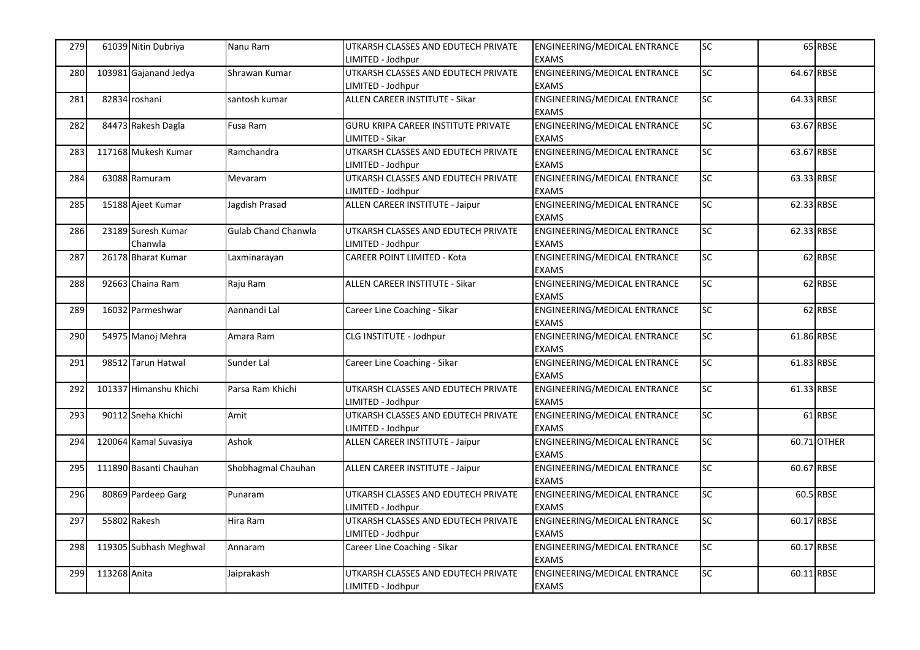| 279 | 61039 | Nitin Dubriya | Nanu Ram | UTKARSH CLASSES AND EDUTECH PRIVATE LIMITED - Jodhpur | ENGINEERING/MEDICAL ENTRANCE EXAMS | SC | 65 | RBSE |
|---|---|---|---|---|---|---|---|---|
| 280 | 103981 | Gajanand Jedya | Shrawan Kumar | UTKARSH CLASSES AND EDUTECH PRIVATE LIMITED - Jodhpur | ENGINEERING/MEDICAL ENTRANCE EXAMS | SC | 64.67 | RBSE |
| 281 | 82834 | roshani | santosh kumar | ALLEN CAREER INSTITUTE - Sikar | ENGINEERING/MEDICAL ENTRANCE EXAMS | SC | 64.33 | RBSE |
| 282 | 84473 | Rakesh Dagla | Fusa Ram | GURU KRIPA CAREER INSTITUTE PRIVATE LIMITED - Sikar | ENGINEERING/MEDICAL ENTRANCE EXAMS | SC | 63.67 | RBSE |
| 283 | 117168 | Mukesh Kumar | Ramchandra | UTKARSH CLASSES AND EDUTECH PRIVATE LIMITED - Jodhpur | ENGINEERING/MEDICAL ENTRANCE EXAMS | SC | 63.67 | RBSE |
| 284 | 63088 | Ramuram | Mevaram | UTKARSH CLASSES AND EDUTECH PRIVATE LIMITED - Jodhpur | ENGINEERING/MEDICAL ENTRANCE EXAMS | SC | 63.33 | RBSE |
| 285 | 15188 | Ajeet Kumar | Jagdish Prasad | ALLEN CAREER INSTITUTE - Jaipur | ENGINEERING/MEDICAL ENTRANCE EXAMS | SC | 62.33 | RBSE |
| 286 | 23189 | Suresh Kumar Chanwla | Gulab Chand Chanwla | UTKARSH CLASSES AND EDUTECH PRIVATE LIMITED - Jodhpur | ENGINEERING/MEDICAL ENTRANCE EXAMS | SC | 62.33 | RBSE |
| 287 | 26178 | Bharat Kumar | Laxminarayan | CAREER POINT LIMITED - Kota | ENGINEERING/MEDICAL ENTRANCE EXAMS | SC | 62 | RBSE |
| 288 | 92663 | Chaina Ram | Raju Ram | ALLEN CAREER INSTITUTE - Sikar | ENGINEERING/MEDICAL ENTRANCE EXAMS | SC | 62 | RBSE |
| 289 | 16032 | Parmeshwar | Aannandi Lal | Career Line Coaching - Sikar | ENGINEERING/MEDICAL ENTRANCE EXAMS | SC | 62 | RBSE |
| 290 | 54975 | Manoj Mehra | Amara Ram | CLG INSTITUTE - Jodhpur | ENGINEERING/MEDICAL ENTRANCE EXAMS | SC | 61.86 | RBSE |
| 291 | 98512 | Tarun Hatwal | Sunder Lal | Career Line Coaching - Sikar | ENGINEERING/MEDICAL ENTRANCE EXAMS | SC | 61.83 | RBSE |
| 292 | 101337 | Himanshu Khichi | Parsa Ram Khichi | UTKARSH CLASSES AND EDUTECH PRIVATE LIMITED - Jodhpur | ENGINEERING/MEDICAL ENTRANCE EXAMS | SC | 61.33 | RBSE |
| 293 | 90112 | Sneha Khichi | Amit | UTKARSH CLASSES AND EDUTECH PRIVATE LIMITED - Jodhpur | ENGINEERING/MEDICAL ENTRANCE EXAMS | SC | 61 | RBSE |
| 294 | 120064 | Kamal Suvasiya | Ashok | ALLEN CAREER INSTITUTE - Jaipur | ENGINEERING/MEDICAL ENTRANCE EXAMS | SC | 60.71 | OTHER |
| 295 | 111890 | Basanti Chauhan | Shobhagmal Chauhan | ALLEN CAREER INSTITUTE - Jaipur | ENGINEERING/MEDICAL ENTRANCE EXAMS | SC | 60.67 | RBSE |
| 296 | 80869 | Pardeep Garg | Punaram | UTKARSH CLASSES AND EDUTECH PRIVATE LIMITED - Jodhpur | ENGINEERING/MEDICAL ENTRANCE EXAMS | SC | 60.5 | RBSE |
| 297 | 55802 | Rakesh | Hira Ram | UTKARSH CLASSES AND EDUTECH PRIVATE LIMITED - Jodhpur | ENGINEERING/MEDICAL ENTRANCE EXAMS | SC | 60.17 | RBSE |
| 298 | 119305 | Subhash Meghwal | Annaram | Career Line Coaching - Sikar | ENGINEERING/MEDICAL ENTRANCE EXAMS | SC | 60.17 | RBSE |
| 299 | 113268 | Anita | Jaiprakash | UTKARSH CLASSES AND EDUTECH PRIVATE LIMITED - Jodhpur | ENGINEERING/MEDICAL ENTRANCE EXAMS | SC | 60.11 | RBSE |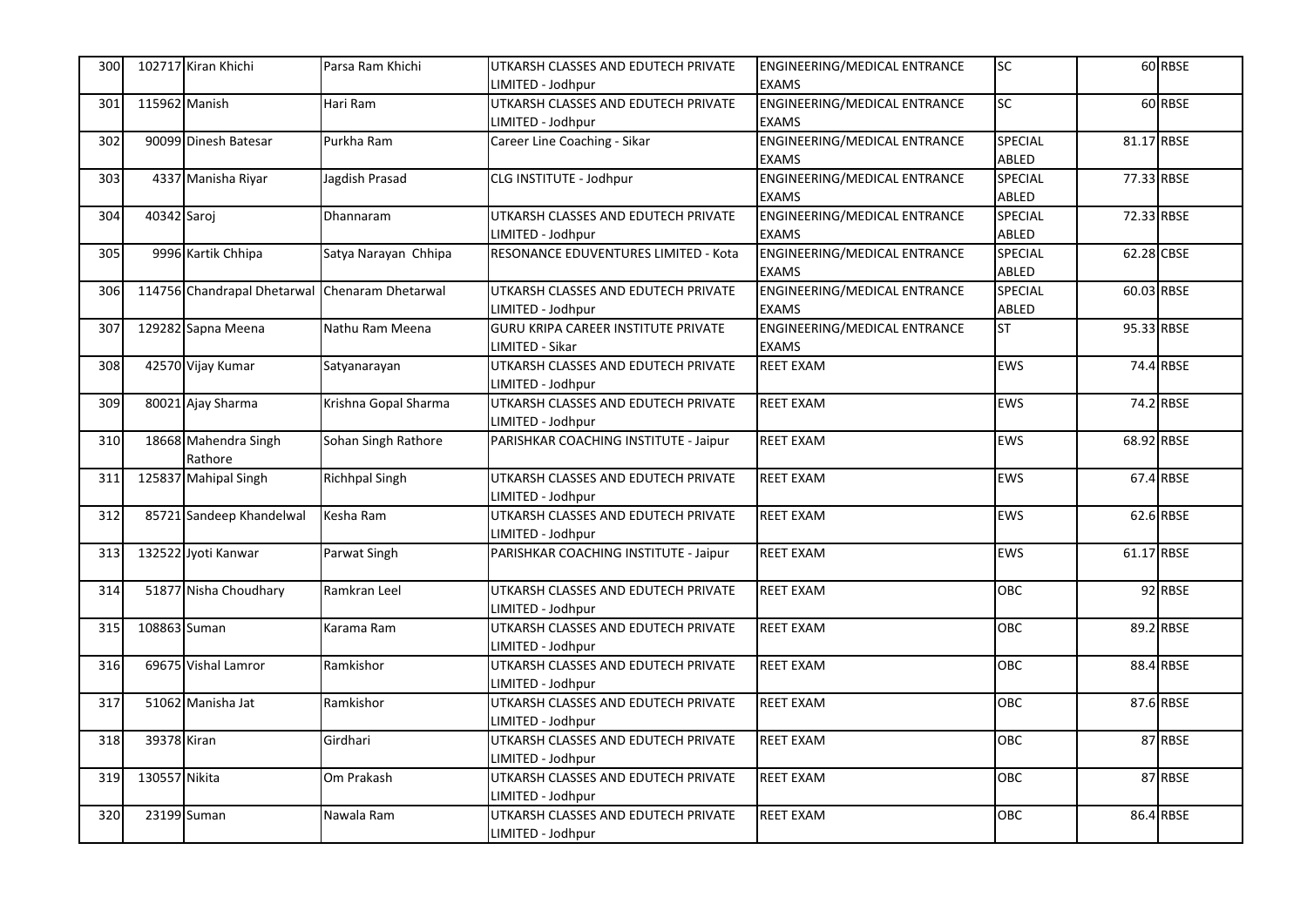| 300 | 102717 | Kiran Khichi | Parsa Ram Khichi | UTKARSH CLASSES AND EDUTECH PRIVATE LIMITED - Jodhpur | ENGINEERING/MEDICAL ENTRANCE EXAMS | SC | 60 | RBSE |
|---|---|---|---|---|---|---|---|---|
| 301 | 115962 | Manish | Hari Ram | UTKARSH CLASSES AND EDUTECH PRIVATE LIMITED - Jodhpur | ENGINEERING/MEDICAL ENTRANCE EXAMS | SC | 60 | RBSE |
| 302 | 90099 | Dinesh Batesar | Purkha Ram | Career Line Coaching - Sikar | ENGINEERING/MEDICAL ENTRANCE EXAMS | SPECIAL ABLED | 81.17 | RBSE |
| 303 | 4337 | Manisha Riyar | Jagdish Prasad | CLG INSTITUTE - Jodhpur | ENGINEERING/MEDICAL ENTRANCE EXAMS | SPECIAL ABLED | 77.33 | RBSE |
| 304 | 40342 | Saroj | Dhannaram | UTKARSH CLASSES AND EDUTECH PRIVATE LIMITED - Jodhpur | ENGINEERING/MEDICAL ENTRANCE EXAMS | SPECIAL ABLED | 72.33 | RBSE |
| 305 | 9996 | Kartik Chhipa | Satya Narayan Chhipa | RESONANCE EDUVENTURES LIMITED - Kota | ENGINEERING/MEDICAL ENTRANCE EXAMS | SPECIAL ABLED | 62.28 | CBSE |
| 306 | 114756 | Chandrapal Dhetarwal | Chenaram Dhetarwal | UTKARSH CLASSES AND EDUTECH PRIVATE LIMITED - Jodhpur | ENGINEERING/MEDICAL ENTRANCE EXAMS | SPECIAL ABLED | 60.03 | RBSE |
| 307 | 129282 | Sapna Meena | Nathu Ram Meena | GURU KRIPA CAREER INSTITUTE PRIVATE LIMITED - Sikar | ENGINEERING/MEDICAL ENTRANCE EXAMS | ST | 95.33 | RBSE |
| 308 | 42570 | Vijay Kumar | Satyanarayan | UTKARSH CLASSES AND EDUTECH PRIVATE LIMITED - Jodhpur | REET EXAM | EWS | 74.4 | RBSE |
| 309 | 80021 | Ajay Sharma | Krishna Gopal Sharma | UTKARSH CLASSES AND EDUTECH PRIVATE LIMITED - Jodhpur | REET EXAM | EWS | 74.2 | RBSE |
| 310 | 18668 | Mahendra Singh Rathore | Sohan Singh Rathore | PARISHKAR COACHING INSTITUTE - Jaipur | REET EXAM | EWS | 68.92 | RBSE |
| 311 | 125837 | Mahipal Singh | Richhpal Singh | UTKARSH CLASSES AND EDUTECH PRIVATE LIMITED - Jodhpur | REET EXAM | EWS | 67.4 | RBSE |
| 312 | 85721 | Sandeep Khandelwal | Kesha Ram | UTKARSH CLASSES AND EDUTECH PRIVATE LIMITED - Jodhpur | REET EXAM | EWS | 62.6 | RBSE |
| 313 | 132522 | Jyoti Kanwar | Parwat Singh | PARISHKAR COACHING INSTITUTE - Jaipur | REET EXAM | EWS | 61.17 | RBSE |
| 314 | 51877 | Nisha Choudhary | Ramkran Leel | UTKARSH CLASSES AND EDUTECH PRIVATE LIMITED - Jodhpur | REET EXAM | OBC | 92 | RBSE |
| 315 | 108863 | Suman | Karama Ram | UTKARSH CLASSES AND EDUTECH PRIVATE LIMITED - Jodhpur | REET EXAM | OBC | 89.2 | RBSE |
| 316 | 69675 | Vishal Lamror | Ramkishor | UTKARSH CLASSES AND EDUTECH PRIVATE LIMITED - Jodhpur | REET EXAM | OBC | 88.4 | RBSE |
| 317 | 51062 | Manisha Jat | Ramkishor | UTKARSH CLASSES AND EDUTECH PRIVATE LIMITED - Jodhpur | REET EXAM | OBC | 87.6 | RBSE |
| 318 | 39378 | Kiran | Girdhari | UTKARSH CLASSES AND EDUTECH PRIVATE LIMITED - Jodhpur | REET EXAM | OBC | 87 | RBSE |
| 319 | 130557 | Nikita | Om Prakash | UTKARSH CLASSES AND EDUTECH PRIVATE LIMITED - Jodhpur | REET EXAM | OBC | 87 | RBSE |
| 320 | 23199 | Suman | Nawala Ram | UTKARSH CLASSES AND EDUTECH PRIVATE LIMITED - Jodhpur | REET EXAM | OBC | 86.4 | RBSE |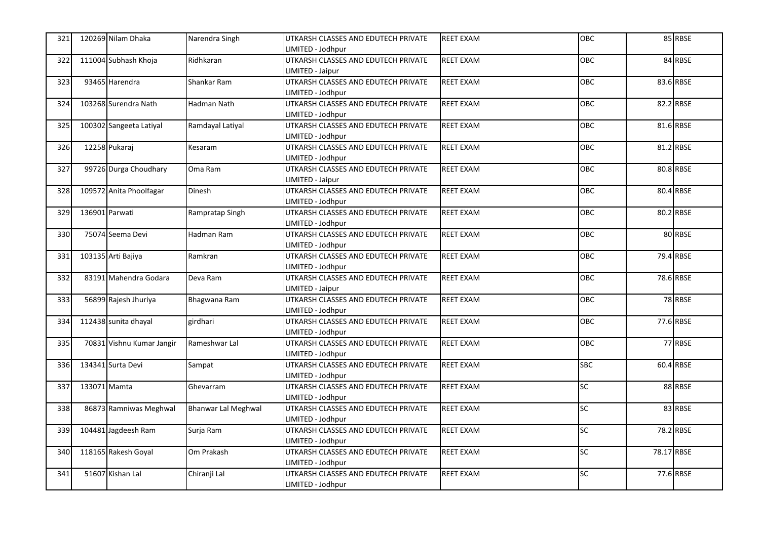| 321 | 120269 | Nilam Dhaka | Narendra Singh | UTKARSH CLASSES AND EDUTECH PRIVATE LIMITED - Jodhpur | REET EXAM | OBC | 85 | RBSE |
|---|---|---|---|---|---|---|---|---|
| 322 | 111004 | Subhash Khoja | Ridhkaran | UTKARSH CLASSES AND EDUTECH PRIVATE LIMITED - Jaipur | REET EXAM | OBC | 84 | RBSE |
| 323 | 93465 | Harendra | Shankar Ram | UTKARSH CLASSES AND EDUTECH PRIVATE LIMITED - Jodhpur | REET EXAM | OBC | 83.6 | RBSE |
| 324 | 103268 | Surendra Nath | Hadman Nath | UTKARSH CLASSES AND EDUTECH PRIVATE LIMITED - Jodhpur | REET EXAM | OBC | 82.2 | RBSE |
| 325 | 100302 | Sangeeta Latiyal | Ramdayal Latiyal | UTKARSH CLASSES AND EDUTECH PRIVATE LIMITED - Jodhpur | REET EXAM | OBC | 81.6 | RBSE |
| 326 | 12258 | Pukaraj | Kesaram | UTKARSH CLASSES AND EDUTECH PRIVATE LIMITED - Jodhpur | REET EXAM | OBC | 81.2 | RBSE |
| 327 | 99726 | Durga Choudhary | Oma Ram | UTKARSH CLASSES AND EDUTECH PRIVATE LIMITED - Jaipur | REET EXAM | OBC | 80.8 | RBSE |
| 328 | 109572 | Anita Phoolfagar | Dinesh | UTKARSH CLASSES AND EDUTECH PRIVATE LIMITED - Jodhpur | REET EXAM | OBC | 80.4 | RBSE |
| 329 | 136901 | Parwati | Rampratap Singh | UTKARSH CLASSES AND EDUTECH PRIVATE LIMITED - Jodhpur | REET EXAM | OBC | 80.2 | RBSE |
| 330 | 75074 | Seema Devi | Hadman Ram | UTKARSH CLASSES AND EDUTECH PRIVATE LIMITED - Jodhpur | REET EXAM | OBC | 80 | RBSE |
| 331 | 103135 | Arti Bajiya | Ramkran | UTKARSH CLASSES AND EDUTECH PRIVATE LIMITED - Jodhpur | REET EXAM | OBC | 79.4 | RBSE |
| 332 | 83191 | Mahendra Godara | Deva Ram | UTKARSH CLASSES AND EDUTECH PRIVATE LIMITED - Jaipur | REET EXAM | OBC | 78.6 | RBSE |
| 333 | 56899 | Rajesh Jhuriya | Bhagwana Ram | UTKARSH CLASSES AND EDUTECH PRIVATE LIMITED - Jodhpur | REET EXAM | OBC | 78 | RBSE |
| 334 | 112438 | sunita dhayal | girdhari | UTKARSH CLASSES AND EDUTECH PRIVATE LIMITED - Jodhpur | REET EXAM | OBC | 77.6 | RBSE |
| 335 | 70831 | Vishnu Kumar Jangir | Rameshwar Lal | UTKARSH CLASSES AND EDUTECH PRIVATE LIMITED - Jodhpur | REET EXAM | OBC | 77 | RBSE |
| 336 | 134341 | Surta Devi | Sampat | UTKARSH CLASSES AND EDUTECH PRIVATE LIMITED - Jodhpur | REET EXAM | SBC | 60.4 | RBSE |
| 337 | 133071 | Mamta | Ghevarram | UTKARSH CLASSES AND EDUTECH PRIVATE LIMITED - Jodhpur | REET EXAM | SC | 88 | RBSE |
| 338 | 86873 | Ramniwas Meghwal | Bhanwar Lal Meghwal | UTKARSH CLASSES AND EDUTECH PRIVATE LIMITED - Jodhpur | REET EXAM | SC | 83 | RBSE |
| 339 | 104481 | Jagdeesh Ram | Surja Ram | UTKARSH CLASSES AND EDUTECH PRIVATE LIMITED - Jodhpur | REET EXAM | SC | 78.2 | RBSE |
| 340 | 118165 | Rakesh Goyal | Om Prakash | UTKARSH CLASSES AND EDUTECH PRIVATE LIMITED - Jodhpur | REET EXAM | SC | 78.17 | RBSE |
| 341 | 51607 | Kishan Lal | Chiranji Lal | UTKARSH CLASSES AND EDUTECH PRIVATE LIMITED - Jodhpur | REET EXAM | SC | 77.6 | RBSE |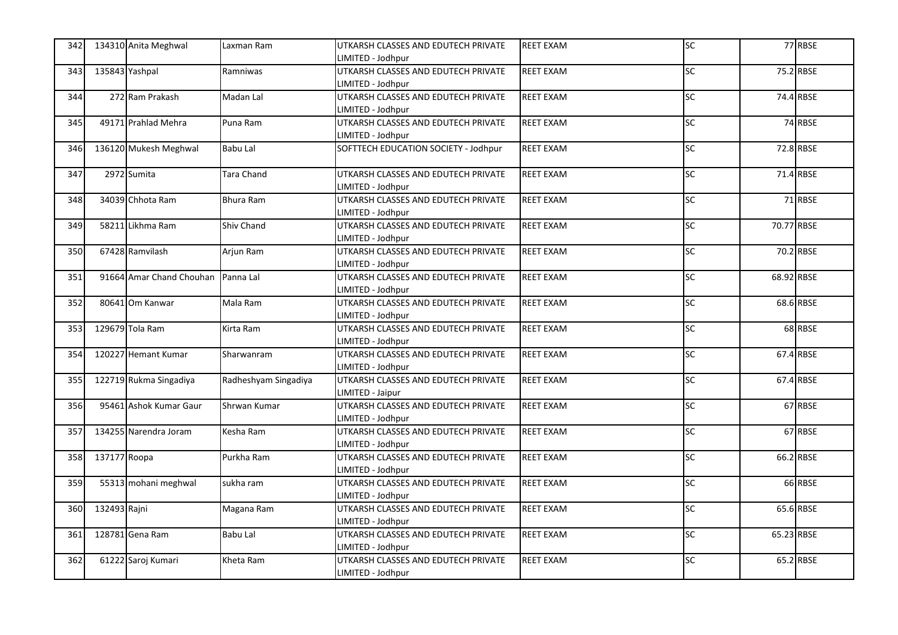| 342 | 134310 | Anita Meghwal | Laxman Ram | UTKARSH CLASSES AND EDUTECH PRIVATE LIMITED - Jodhpur | REET EXAM | SC | 77 | RBSE |
|---|---|---|---|---|---|---|---|---|
| 343 | 135843 | Yashpal | Ramniwas | UTKARSH CLASSES AND EDUTECH PRIVATE LIMITED - Jodhpur | REET EXAM | SC | 75.2 | RBSE |
| 344 | 272 | Ram Prakash | Madan Lal | UTKARSH CLASSES AND EDUTECH PRIVATE LIMITED - Jodhpur | REET EXAM | SC | 74.4 | RBSE |
| 345 | 49171 | Prahlad Mehra | Puna Ram | UTKARSH CLASSES AND EDUTECH PRIVATE LIMITED - Jodhpur | REET EXAM | SC | 74 | RBSE |
| 346 | 136120 | Mukesh Meghwal | Babu Lal | SOFTTECH EDUCATION SOCIETY - Jodhpur | REET EXAM | SC | 72.8 | RBSE |
| 347 | 2972 | Sumita | Tara Chand | UTKARSH CLASSES AND EDUTECH PRIVATE LIMITED - Jodhpur | REET EXAM | SC | 71.4 | RBSE |
| 348 | 34039 | Chhota Ram | Bhura Ram | UTKARSH CLASSES AND EDUTECH PRIVATE LIMITED - Jodhpur | REET EXAM | SC | 71 | RBSE |
| 349 | 58211 | Likhma Ram | Shiv Chand | UTKARSH CLASSES AND EDUTECH PRIVATE LIMITED - Jodhpur | REET EXAM | SC | 70.77 | RBSE |
| 350 | 67428 | Ramvilash | Arjun Ram | UTKARSH CLASSES AND EDUTECH PRIVATE LIMITED - Jodhpur | REET EXAM | SC | 70.2 | RBSE |
| 351 | 91664 | Amar Chand Chouhan | Panna Lal | UTKARSH CLASSES AND EDUTECH PRIVATE LIMITED - Jodhpur | REET EXAM | SC | 68.92 | RBSE |
| 352 | 80641 | Om Kanwar | Mala Ram | UTKARSH CLASSES AND EDUTECH PRIVATE LIMITED - Jodhpur | REET EXAM | SC | 68.6 | RBSE |
| 353 | 129679 | Tola Ram | Kirta Ram | UTKARSH CLASSES AND EDUTECH PRIVATE LIMITED - Jodhpur | REET EXAM | SC | 68 | RBSE |
| 354 | 120227 | Hemant Kumar | Sharwanram | UTKARSH CLASSES AND EDUTECH PRIVATE LIMITED - Jodhpur | REET EXAM | SC | 67.4 | RBSE |
| 355 | 122719 | Rukma Singadiya | Radheshyam Singadiya | UTKARSH CLASSES AND EDUTECH PRIVATE LIMITED - Jaipur | REET EXAM | SC | 67.4 | RBSE |
| 356 | 95461 | Ashok Kumar Gaur | Shrwan Kumar | UTKARSH CLASSES AND EDUTECH PRIVATE LIMITED - Jodhpur | REET EXAM | SC | 67 | RBSE |
| 357 | 134255 | Narendra Joram | Kesha Ram | UTKARSH CLASSES AND EDUTECH PRIVATE LIMITED - Jodhpur | REET EXAM | SC | 67 | RBSE |
| 358 | 137177 | Roopa | Purkha Ram | UTKARSH CLASSES AND EDUTECH PRIVATE LIMITED - Jodhpur | REET EXAM | SC | 66.2 | RBSE |
| 359 | 55313 | mohani meghwal | sukha ram | UTKARSH CLASSES AND EDUTECH PRIVATE LIMITED - Jodhpur | REET EXAM | SC | 66 | RBSE |
| 360 | 132493 | Rajni | Magana Ram | UTKARSH CLASSES AND EDUTECH PRIVATE LIMITED - Jodhpur | REET EXAM | SC | 65.6 | RBSE |
| 361 | 128781 | Gena Ram | Babu Lal | UTKARSH CLASSES AND EDUTECH PRIVATE LIMITED - Jodhpur | REET EXAM | SC | 65.23 | RBSE |
| 362 | 61222 | Saroj Kumari | Kheta Ram | UTKARSH CLASSES AND EDUTECH PRIVATE LIMITED - Jodhpur | REET EXAM | SC | 65.2 | RBSE |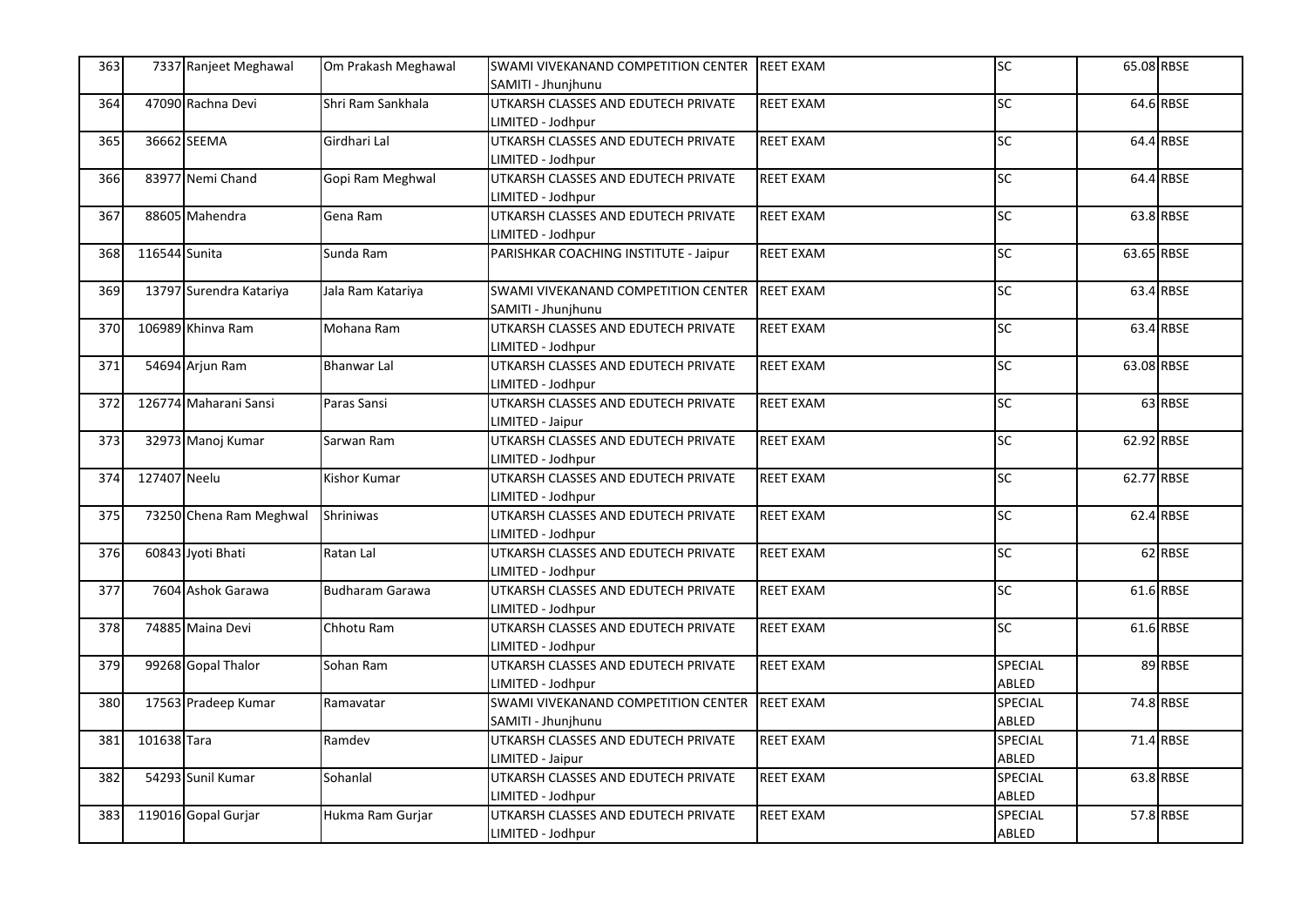| 363 | 7337 | Ranjeet Meghawal | Om Prakash Meghawal | SWAMI VIVEKANAND COMPETITION CENTER SAMITI - Jhunjhunu | REET EXAM | SC | 65.08 | RBSE |
|---|---|---|---|---|---|---|---|---|
| 364 | 47090 | Rachna Devi | Shri Ram Sankhala | UTKARSH CLASSES AND EDUTECH PRIVATE LIMITED - Jodhpur | REET EXAM | SC | 64.6 | RBSE |
| 365 | 36662 | SEEMA | Girdhari Lal | UTKARSH CLASSES AND EDUTECH PRIVATE LIMITED - Jodhpur | REET EXAM | SC | 64.4 | RBSE |
| 366 | 83977 | Nemi Chand | Gopi Ram Meghwal | UTKARSH CLASSES AND EDUTECH PRIVATE LIMITED - Jodhpur | REET EXAM | SC | 64.4 | RBSE |
| 367 | 88605 | Mahendra | Gena Ram | UTKARSH CLASSES AND EDUTECH PRIVATE LIMITED - Jodhpur | REET EXAM | SC | 63.8 | RBSE |
| 368 | 116544 | Sunita | Sunda Ram | PARISHKAR COACHING INSTITUTE - Jaipur | REET EXAM | SC | 63.65 | RBSE |
| 369 | 13797 | Surendra Katariya | Jala Ram Katariya | SWAMI VIVEKANAND COMPETITION CENTER SAMITI - Jhunjhunu | REET EXAM | SC | 63.4 | RBSE |
| 370 | 106989 | Khinva Ram | Mohana Ram | UTKARSH CLASSES AND EDUTECH PRIVATE LIMITED - Jodhpur | REET EXAM | SC | 63.4 | RBSE |
| 371 | 54694 | Arjun Ram | Bhanwar Lal | UTKARSH CLASSES AND EDUTECH PRIVATE LIMITED - Jodhpur | REET EXAM | SC | 63.08 | RBSE |
| 372 | 126774 | Maharani Sansi | Paras Sansi | UTKARSH CLASSES AND EDUTECH PRIVATE LIMITED - Jaipur | REET EXAM | SC | 63 | RBSE |
| 373 | 32973 | Manoj Kumar | Sarwan Ram | UTKARSH CLASSES AND EDUTECH PRIVATE LIMITED - Jodhpur | REET EXAM | SC | 62.92 | RBSE |
| 374 | 127407 | Neelu | Kishor Kumar | UTKARSH CLASSES AND EDUTECH PRIVATE LIMITED - Jodhpur | REET EXAM | SC | 62.77 | RBSE |
| 375 | 73250 | Chena Ram Meghwal | Shriniwas | UTKARSH CLASSES AND EDUTECH PRIVATE LIMITED - Jodhpur | REET EXAM | SC | 62.4 | RBSE |
| 376 | 60843 | Jyoti Bhati | Ratan Lal | UTKARSH CLASSES AND EDUTECH PRIVATE LIMITED - Jodhpur | REET EXAM | SC | 62 | RBSE |
| 377 | 7604 | Ashok Garawa | Budharam Garawa | UTKARSH CLASSES AND EDUTECH PRIVATE LIMITED - Jodhpur | REET EXAM | SC | 61.6 | RBSE |
| 378 | 74885 | Maina Devi | Chhotu Ram | UTKARSH CLASSES AND EDUTECH PRIVATE LIMITED - Jodhpur | REET EXAM | SC | 61.6 | RBSE |
| 379 | 99268 | Gopal Thalor | Sohan Ram | UTKARSH CLASSES AND EDUTECH PRIVATE LIMITED - Jodhpur | REET EXAM | SPECIAL ABLED | 89 | RBSE |
| 380 | 17563 | Pradeep Kumar | Ramavatar | SWAMI VIVEKANAND COMPETITION CENTER SAMITI - Jhunjhunu | REET EXAM | SPECIAL ABLED | 74.8 | RBSE |
| 381 | 101638 | Tara | Ramdev | UTKARSH CLASSES AND EDUTECH PRIVATE LIMITED - Jaipur | REET EXAM | SPECIAL ABLED | 71.4 | RBSE |
| 382 | 54293 | Sunil Kumar | Sohanlal | UTKARSH CLASSES AND EDUTECH PRIVATE LIMITED - Jodhpur | REET EXAM | SPECIAL ABLED | 63.8 | RBSE |
| 383 | 119016 | Gopal Gurjar | Hukma Ram Gurjar | UTKARSH CLASSES AND EDUTECH PRIVATE LIMITED - Jodhpur | REET EXAM | SPECIAL ABLED | 57.8 | RBSE |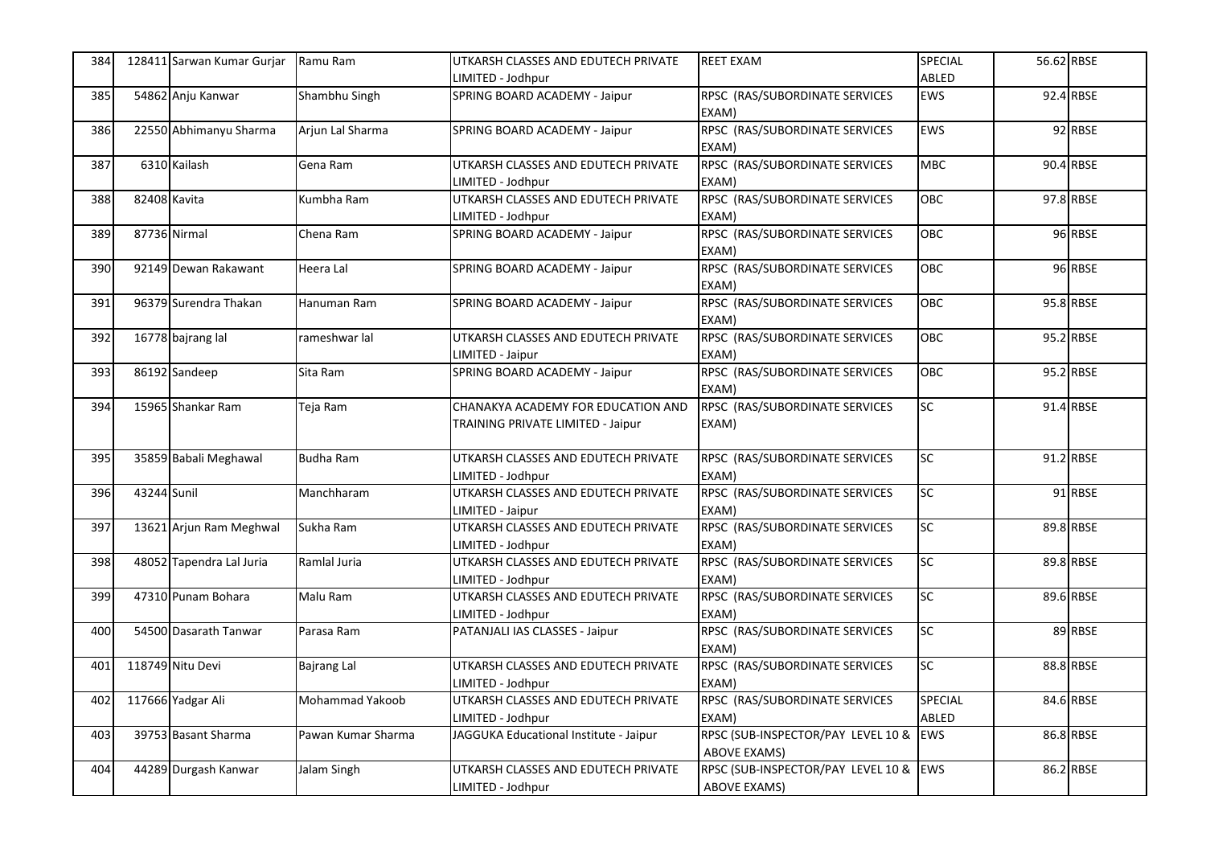| 384 | 128411 | Sarwan Kumar Gurjar | Ramu Ram | UTKARSH CLASSES AND EDUTECH PRIVATE LIMITED - Jodhpur | REET EXAM | SPECIAL ABLED | 56.62 | RBSE |
|---|---|---|---|---|---|---|---|---|
| 385 | 54862 | Anju Kanwar | Shambhu Singh | SPRING BOARD ACADEMY - Jaipur | RPSC (RAS/SUBORDINATE SERVICES EXAM) | EWS | 92.4 | RBSE |
| 386 | 22550 | Abhimanyu Sharma | Arjun Lal Sharma | SPRING BOARD ACADEMY - Jaipur | RPSC (RAS/SUBORDINATE SERVICES EXAM) | EWS | 92 | RBSE |
| 387 | 6310 | Kailash | Gena Ram | UTKARSH CLASSES AND EDUTECH PRIVATE LIMITED - Jodhpur | RPSC (RAS/SUBORDINATE SERVICES EXAM) | MBC | 90.4 | RBSE |
| 388 | 82408 | Kavita | Kumbha Ram | UTKARSH CLASSES AND EDUTECH PRIVATE LIMITED - Jodhpur | RPSC (RAS/SUBORDINATE SERVICES EXAM) | OBC | 97.8 | RBSE |
| 389 | 87736 | Nirmal | Chena Ram | SPRING BOARD ACADEMY - Jaipur | RPSC (RAS/SUBORDINATE SERVICES EXAM) | OBC | 96 | RBSE |
| 390 | 92149 | Dewan Rakawant | Heera Lal | SPRING BOARD ACADEMY - Jaipur | RPSC (RAS/SUBORDINATE SERVICES EXAM) | OBC | 96 | RBSE |
| 391 | 96379 | Surendra Thakan | Hanuman Ram | SPRING BOARD ACADEMY - Jaipur | RPSC (RAS/SUBORDINATE SERVICES EXAM) | OBC | 95.8 | RBSE |
| 392 | 16778 | bajrang lal | rameshwar lal | UTKARSH CLASSES AND EDUTECH PRIVATE LIMITED - Jaipur | RPSC (RAS/SUBORDINATE SERVICES EXAM) | OBC | 95.2 | RBSE |
| 393 | 86192 | Sandeep | Sita Ram | SPRING BOARD ACADEMY - Jaipur | RPSC (RAS/SUBORDINATE SERVICES EXAM) | OBC | 95.2 | RBSE |
| 394 | 15965 | Shankar Ram | Teja Ram | CHANAKYA ACADEMY FOR EDUCATION AND TRAINING PRIVATE LIMITED - Jaipur | RPSC (RAS/SUBORDINATE SERVICES EXAM) | SC | 91.4 | RBSE |
| 395 | 35859 | Babali Meghawal | Budha Ram | UTKARSH CLASSES AND EDUTECH PRIVATE LIMITED - Jodhpur | RPSC (RAS/SUBORDINATE SERVICES EXAM) | SC | 91.2 | RBSE |
| 396 | 43244 | Sunil | Manchharam | UTKARSH CLASSES AND EDUTECH PRIVATE LIMITED - Jaipur | RPSC (RAS/SUBORDINATE SERVICES EXAM) | SC | 91 | RBSE |
| 397 | 13621 | Arjun Ram Meghwal | Sukha Ram | UTKARSH CLASSES AND EDUTECH PRIVATE LIMITED - Jodhpur | RPSC (RAS/SUBORDINATE SERVICES EXAM) | SC | 89.8 | RBSE |
| 398 | 48052 | Tapendra Lal Juria | Ramlal Juria | UTKARSH CLASSES AND EDUTECH PRIVATE LIMITED - Jodhpur | RPSC (RAS/SUBORDINATE SERVICES EXAM) | SC | 89.8 | RBSE |
| 399 | 47310 | Punam Bohara | Malu Ram | UTKARSH CLASSES AND EDUTECH PRIVATE LIMITED - Jodhpur | RPSC (RAS/SUBORDINATE SERVICES EXAM) | SC | 89.6 | RBSE |
| 400 | 54500 | Dasarath Tanwar | Parasa Ram | PATANJALI IAS CLASSES - Jaipur | RPSC (RAS/SUBORDINATE SERVICES EXAM) | SC | 89 | RBSE |
| 401 | 118749 | Nitu Devi | Bajrang Lal | UTKARSH CLASSES AND EDUTECH PRIVATE LIMITED - Jodhpur | RPSC (RAS/SUBORDINATE SERVICES EXAM) | SC | 88.8 | RBSE |
| 402 | 117666 | Yadgar Ali | Mohammad Yakoob | UTKARSH CLASSES AND EDUTECH PRIVATE LIMITED - Jodhpur | RPSC (RAS/SUBORDINATE SERVICES EXAM) | SPECIAL ABLED | 84.6 | RBSE |
| 403 | 39753 | Basant Sharma | Pawan Kumar Sharma | JAGGUKA Educational Institute - Jaipur | RPSC (SUB-INSPECTOR/PAY LEVEL 10 & ABOVE EXAMS) | EWS | 86.8 | RBSE |
| 404 | 44289 | Durgash Kanwar | Jalam Singh | UTKARSH CLASSES AND EDUTECH PRIVATE LIMITED - Jodhpur | RPSC (SUB-INSPECTOR/PAY LEVEL 10 & ABOVE EXAMS) | EWS | 86.2 | RBSE |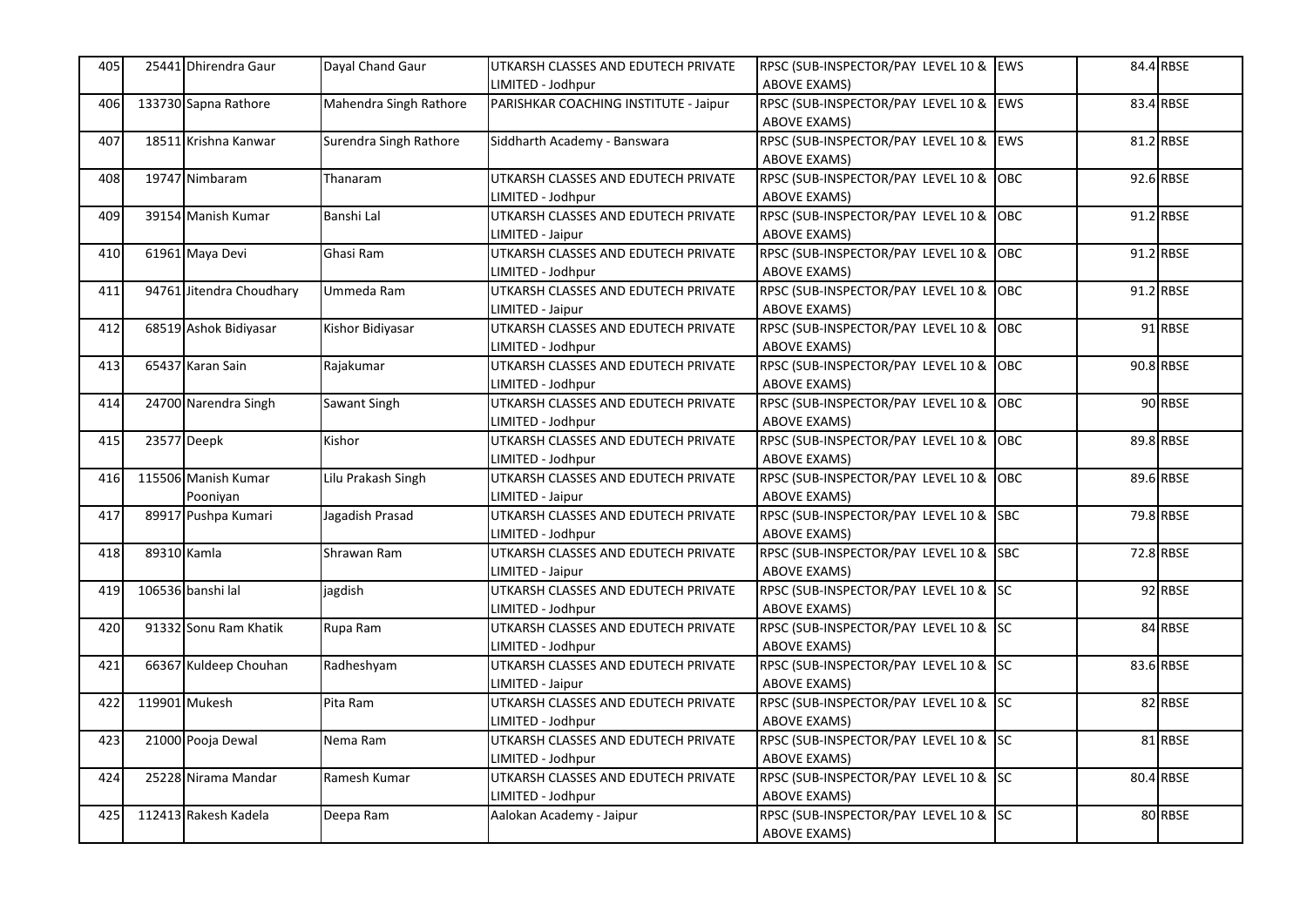| | | | | | | | | |
|---|---|---|---|---|---|---|---|---|
| 405 | 25441 | Dhirendra Gaur | Dayal Chand Gaur | UTKARSH CLASSES AND EDUTECH PRIVATE LIMITED - Jodhpur | RPSC (SUB-INSPECTOR/PAY LEVEL 10 & ABOVE EXAMS) | EWS | 84.4 | RBSE |
| 406 | 133730 | Sapna Rathore | Mahendra Singh Rathore | PARISHKAR COACHING INSTITUTE - Jaipur | RPSC (SUB-INSPECTOR/PAY LEVEL 10 & ABOVE EXAMS) | EWS | 83.4 | RBSE |
| 407 | 18511 | Krishna Kanwar | Surendra Singh Rathore | Siddharth Academy - Banswara | RPSC (SUB-INSPECTOR/PAY LEVEL 10 & ABOVE EXAMS) | EWS | 81.2 | RBSE |
| 408 | 19747 | Nimbaram | Thanaram | UTKARSH CLASSES AND EDUTECH PRIVATE LIMITED - Jodhpur | RPSC (SUB-INSPECTOR/PAY LEVEL 10 & ABOVE EXAMS) | OBC | 92.6 | RBSE |
| 409 | 39154 | Manish Kumar | Banshi Lal | UTKARSH CLASSES AND EDUTECH PRIVATE LIMITED - Jaipur | RPSC (SUB-INSPECTOR/PAY LEVEL 10 & ABOVE EXAMS) | OBC | 91.2 | RBSE |
| 410 | 61961 | Maya Devi | Ghasi Ram | UTKARSH CLASSES AND EDUTECH PRIVATE LIMITED - Jodhpur | RPSC (SUB-INSPECTOR/PAY LEVEL 10 & ABOVE EXAMS) | OBC | 91.2 | RBSE |
| 411 | 94761 | Jitendra Choudhary | Ummeda Ram | UTKARSH CLASSES AND EDUTECH PRIVATE LIMITED - Jaipur | RPSC (SUB-INSPECTOR/PAY LEVEL 10 & ABOVE EXAMS) | OBC | 91.2 | RBSE |
| 412 | 68519 | Ashok Bidiyasar | Kishor Bidiyasar | UTKARSH CLASSES AND EDUTECH PRIVATE LIMITED - Jodhpur | RPSC (SUB-INSPECTOR/PAY LEVEL 10 & ABOVE EXAMS) | OBC | 91 | RBSE |
| 413 | 65437 | Karan Sain | Rajakumar | UTKARSH CLASSES AND EDUTECH PRIVATE LIMITED - Jodhpur | RPSC (SUB-INSPECTOR/PAY LEVEL 10 & ABOVE EXAMS) | OBC | 90.8 | RBSE |
| 414 | 24700 | Narendra Singh | Sawant Singh | UTKARSH CLASSES AND EDUTECH PRIVATE LIMITED - Jodhpur | RPSC (SUB-INSPECTOR/PAY LEVEL 10 & ABOVE EXAMS) | OBC | 90 | RBSE |
| 415 | 23577 | Deepk | Kishor | UTKARSH CLASSES AND EDUTECH PRIVATE LIMITED - Jodhpur | RPSC (SUB-INSPECTOR/PAY LEVEL 10 & ABOVE EXAMS) | OBC | 89.8 | RBSE |
| 416 | 115506 | Manish Kumar Pooniyan | Lilu Prakash Singh | UTKARSH CLASSES AND EDUTECH PRIVATE LIMITED - Jaipur | RPSC (SUB-INSPECTOR/PAY LEVEL 10 & ABOVE EXAMS) | OBC | 89.6 | RBSE |
| 417 | 89917 | Pushpa Kumari | Jagadish Prasad | UTKARSH CLASSES AND EDUTECH PRIVATE LIMITED - Jodhpur | RPSC (SUB-INSPECTOR/PAY LEVEL 10 & ABOVE EXAMS) | SBC | 79.8 | RBSE |
| 418 | 89310 | Kamla | Shrawan Ram | UTKARSH CLASSES AND EDUTECH PRIVATE LIMITED - Jaipur | RPSC (SUB-INSPECTOR/PAY LEVEL 10 & ABOVE EXAMS) | SBC | 72.8 | RBSE |
| 419 | 106536 | banshi lal | jagdish | UTKARSH CLASSES AND EDUTECH PRIVATE LIMITED - Jodhpur | RPSC (SUB-INSPECTOR/PAY LEVEL 10 & ABOVE EXAMS) | SC | 92 | RBSE |
| 420 | 91332 | Sonu Ram Khatik | Rupa Ram | UTKARSH CLASSES AND EDUTECH PRIVATE LIMITED - Jodhpur | RPSC (SUB-INSPECTOR/PAY LEVEL 10 & ABOVE EXAMS) | SC | 84 | RBSE |
| 421 | 66367 | Kuldeep Chouhan | Radheshyam | UTKARSH CLASSES AND EDUTECH PRIVATE LIMITED - Jaipur | RPSC (SUB-INSPECTOR/PAY LEVEL 10 & ABOVE EXAMS) | SC | 83.6 | RBSE |
| 422 | 119901 | Mukesh | Pita Ram | UTKARSH CLASSES AND EDUTECH PRIVATE LIMITED - Jodhpur | RPSC (SUB-INSPECTOR/PAY LEVEL 10 & ABOVE EXAMS) | SC | 82 | RBSE |
| 423 | 21000 | Pooja Dewal | Nema Ram | UTKARSH CLASSES AND EDUTECH PRIVATE LIMITED - Jodhpur | RPSC (SUB-INSPECTOR/PAY LEVEL 10 & ABOVE EXAMS) | SC | 81 | RBSE |
| 424 | 25228 | Nirama Mandar | Ramesh Kumar | UTKARSH CLASSES AND EDUTECH PRIVATE LIMITED - Jodhpur | RPSC (SUB-INSPECTOR/PAY LEVEL 10 & ABOVE EXAMS) | SC | 80.4 | RBSE |
| 425 | 112413 | Rakesh Kadela | Deepa Ram | Aalokan Academy - Jaipur | RPSC (SUB-INSPECTOR/PAY LEVEL 10 & ABOVE EXAMS) | SC | 80 | RBSE |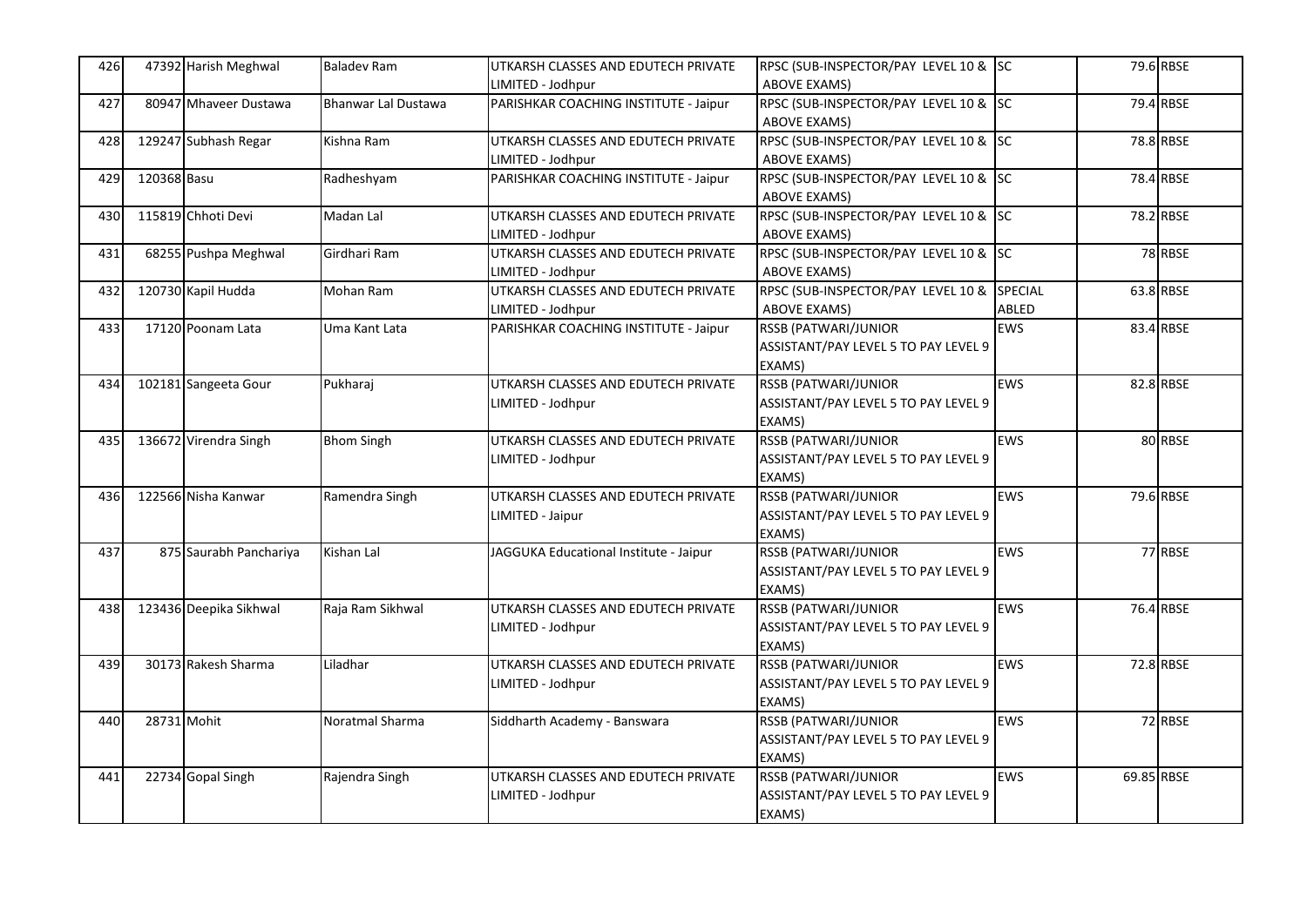| 426 | 47392 | Harish Meghwal | Baladev Ram | UTKARSH CLASSES AND EDUTECH PRIVATE LIMITED - Jodhpur | RPSC (SUB-INSPECTOR/PAY LEVEL 10 & ABOVE EXAMS) | SC | 79.6 | RBSE |
|---|---|---|---|---|---|---|---|---|
| 427 | 80947 | Mhaveer Dustawa | Bhanwar Lal Dustawa | PARISHKAR COACHING INSTITUTE - Jaipur | RPSC (SUB-INSPECTOR/PAY LEVEL 10 & ABOVE EXAMS) | SC | 79.4 | RBSE |
| 428 | 129247 | Subhash Regar | Kishna Ram | UTKARSH CLASSES AND EDUTECH PRIVATE LIMITED - Jodhpur | RPSC (SUB-INSPECTOR/PAY LEVEL 10 & ABOVE EXAMS) | SC | 78.8 | RBSE |
| 429 | 120368 | Basu | Radheshyam | PARISHKAR COACHING INSTITUTE - Jaipur | RPSC (SUB-INSPECTOR/PAY LEVEL 10 & ABOVE EXAMS) | SC | 78.4 | RBSE |
| 430 | 115819 | Chhoti Devi | Madan Lal | UTKARSH CLASSES AND EDUTECH PRIVATE LIMITED - Jodhpur | RPSC (SUB-INSPECTOR/PAY LEVEL 10 & ABOVE EXAMS) | SC | 78.2 | RBSE |
| 431 | 68255 | Pushpa Meghwal | Girdhari Ram | UTKARSH CLASSES AND EDUTECH PRIVATE LIMITED - Jodhpur | RPSC (SUB-INSPECTOR/PAY LEVEL 10 & ABOVE EXAMS) | SC | 78 | RBSE |
| 432 | 120730 | Kapil Hudda | Mohan Ram | UTKARSH CLASSES AND EDUTECH PRIVATE LIMITED - Jodhpur | RPSC (SUB-INSPECTOR/PAY LEVEL 10 & ABOVE EXAMS) | SPECIAL ABLED | 63.8 | RBSE |
| 433 | 17120 | Poonam Lata | Uma Kant Lata | PARISHKAR COACHING INSTITUTE - Jaipur | RSSB (PATWARI/JUNIOR ASSISTANT/PAY LEVEL 5 TO PAY LEVEL 9 EXAMS) | EWS | 83.4 | RBSE |
| 434 | 102181 | Sangeeta Gour | Pukharaj | UTKARSH CLASSES AND EDUTECH PRIVATE LIMITED - Jodhpur | RSSB (PATWARI/JUNIOR ASSISTANT/PAY LEVEL 5 TO PAY LEVEL 9 EXAMS) | EWS | 82.8 | RBSE |
| 435 | 136672 | Virendra Singh | Bhom Singh | UTKARSH CLASSES AND EDUTECH PRIVATE LIMITED - Jodhpur | RSSB (PATWARI/JUNIOR ASSISTANT/PAY LEVEL 5 TO PAY LEVEL 9 EXAMS) | EWS | 80 | RBSE |
| 436 | 122566 | Nisha Kanwar | Ramendra Singh | UTKARSH CLASSES AND EDUTECH PRIVATE LIMITED - Jaipur | RSSB (PATWARI/JUNIOR ASSISTANT/PAY LEVEL 5 TO PAY LEVEL 9 EXAMS) | EWS | 79.6 | RBSE |
| 437 | 875 | Saurabh Panchariya | Kishan Lal | JAGGUKA Educational Institute - Jaipur | RSSB (PATWARI/JUNIOR ASSISTANT/PAY LEVEL 5 TO PAY LEVEL 9 EXAMS) | EWS | 77 | RBSE |
| 438 | 123436 | Deepika Sikhwal | Raja Ram Sikhwal | UTKARSH CLASSES AND EDUTECH PRIVATE LIMITED - Jodhpur | RSSB (PATWARI/JUNIOR ASSISTANT/PAY LEVEL 5 TO PAY LEVEL 9 EXAMS) | EWS | 76.4 | RBSE |
| 439 | 30173 | Rakesh Sharma | Liladhar | UTKARSH CLASSES AND EDUTECH PRIVATE LIMITED - Jodhpur | RSSB (PATWARI/JUNIOR ASSISTANT/PAY LEVEL 5 TO PAY LEVEL 9 EXAMS) | EWS | 72.8 | RBSE |
| 440 | 28731 | Mohit | Noratmal Sharma | Siddharth Academy - Banswara | RSSB (PATWARI/JUNIOR ASSISTANT/PAY LEVEL 5 TO PAY LEVEL 9 EXAMS) | EWS | 72 | RBSE |
| 441 | 22734 | Gopal Singh | Rajendra Singh | UTKARSH CLASSES AND EDUTECH PRIVATE LIMITED - Jodhpur | RSSB (PATWARI/JUNIOR ASSISTANT/PAY LEVEL 5 TO PAY LEVEL 9 EXAMS) | EWS | 69.85 | RBSE |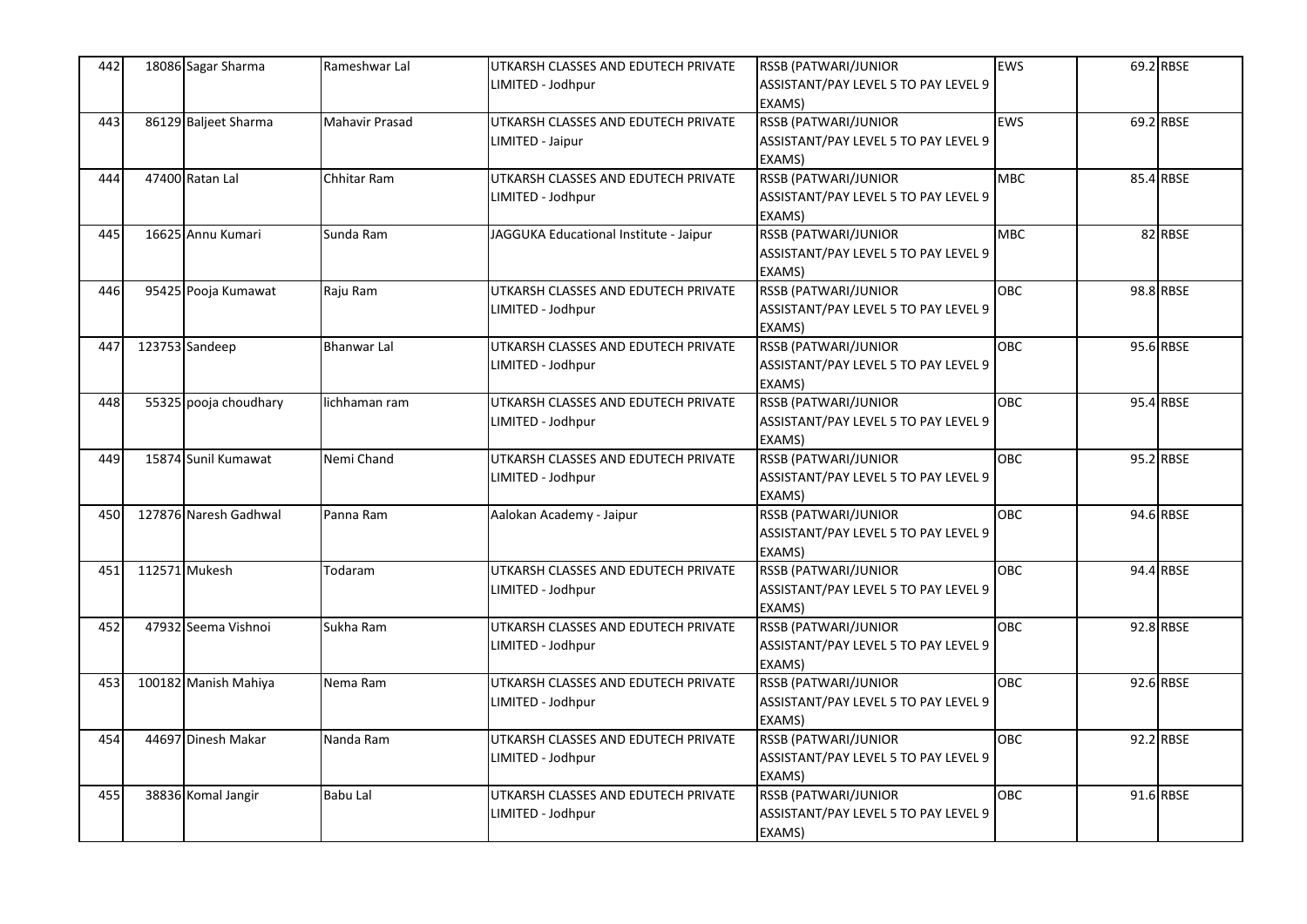| 442 | 18086 | Sagar Sharma | Rameshwar Lal | UTKARSH CLASSES AND EDUTECH PRIVATE LIMITED - Jodhpur | RSSB (PATWARI/JUNIOR ASSISTANT/PAY LEVEL 5 TO PAY LEVEL 9 EXAMS) | EWS | 69.2 | RBSE |
|---|---|---|---|---|---|---|---|---|
| 443 | 86129 | Baljeet Sharma | Mahavir Prasad | UTKARSH CLASSES AND EDUTECH PRIVATE LIMITED - Jaipur | RSSB (PATWARI/JUNIOR ASSISTANT/PAY LEVEL 5 TO PAY LEVEL 9 EXAMS) | EWS | 69.2 | RBSE |
| 444 | 47400 | Ratan Lal | Chhitar Ram | UTKARSH CLASSES AND EDUTECH PRIVATE LIMITED - Jodhpur | RSSB (PATWARI/JUNIOR ASSISTANT/PAY LEVEL 5 TO PAY LEVEL 9 EXAMS) | MBC | 85.4 | RBSE |
| 445 | 16625 | Annu Kumari | Sunda Ram | JAGGUKA Educational Institute - Jaipur | RSSB (PATWARI/JUNIOR ASSISTANT/PAY LEVEL 5 TO PAY LEVEL 9 EXAMS) | MBC | 82 | RBSE |
| 446 | 95425 | Pooja Kumawat | Raju Ram | UTKARSH CLASSES AND EDUTECH PRIVATE LIMITED - Jodhpur | RSSB (PATWARI/JUNIOR ASSISTANT/PAY LEVEL 5 TO PAY LEVEL 9 EXAMS) | OBC | 98.8 | RBSE |
| 447 | 123753 | Sandeep | Bhanwar Lal | UTKARSH CLASSES AND EDUTECH PRIVATE LIMITED - Jodhpur | RSSB (PATWARI/JUNIOR ASSISTANT/PAY LEVEL 5 TO PAY LEVEL 9 EXAMS) | OBC | 95.6 | RBSE |
| 448 | 55325 | pooja choudhary | lichhaman ram | UTKARSH CLASSES AND EDUTECH PRIVATE LIMITED - Jodhpur | RSSB (PATWARI/JUNIOR ASSISTANT/PAY LEVEL 5 TO PAY LEVEL 9 EXAMS) | OBC | 95.4 | RBSE |
| 449 | 15874 | Sunil Kumawat | Nemi Chand | UTKARSH CLASSES AND EDUTECH PRIVATE LIMITED - Jodhpur | RSSB (PATWARI/JUNIOR ASSISTANT/PAY LEVEL 5 TO PAY LEVEL 9 EXAMS) | OBC | 95.2 | RBSE |
| 450 | 127876 | Naresh Gadhwal | Panna Ram | Aalokan Academy - Jaipur | RSSB (PATWARI/JUNIOR ASSISTANT/PAY LEVEL 5 TO PAY LEVEL 9 EXAMS) | OBC | 94.6 | RBSE |
| 451 | 112571 | Mukesh | Todaram | UTKARSH CLASSES AND EDUTECH PRIVATE LIMITED - Jodhpur | RSSB (PATWARI/JUNIOR ASSISTANT/PAY LEVEL 5 TO PAY LEVEL 9 EXAMS) | OBC | 94.4 | RBSE |
| 452 | 47932 | Seema Vishnoi | Sukha Ram | UTKARSH CLASSES AND EDUTECH PRIVATE LIMITED - Jodhpur | RSSB (PATWARI/JUNIOR ASSISTANT/PAY LEVEL 5 TO PAY LEVEL 9 EXAMS) | OBC | 92.8 | RBSE |
| 453 | 100182 | Manish Mahiya | Nema Ram | UTKARSH CLASSES AND EDUTECH PRIVATE LIMITED - Jodhpur | RSSB (PATWARI/JUNIOR ASSISTANT/PAY LEVEL 5 TO PAY LEVEL 9 EXAMS) | OBC | 92.6 | RBSE |
| 454 | 44697 | Dinesh Makar | Nanda Ram | UTKARSH CLASSES AND EDUTECH PRIVATE LIMITED - Jodhpur | RSSB (PATWARI/JUNIOR ASSISTANT/PAY LEVEL 5 TO PAY LEVEL 9 EXAMS) | OBC | 92.2 | RBSE |
| 455 | 38836 | Komal Jangir | Babu Lal | UTKARSH CLASSES AND EDUTECH PRIVATE LIMITED - Jodhpur | RSSB (PATWARI/JUNIOR ASSISTANT/PAY LEVEL 5 TO PAY LEVEL 9 EXAMS) | OBC | 91.6 | RBSE |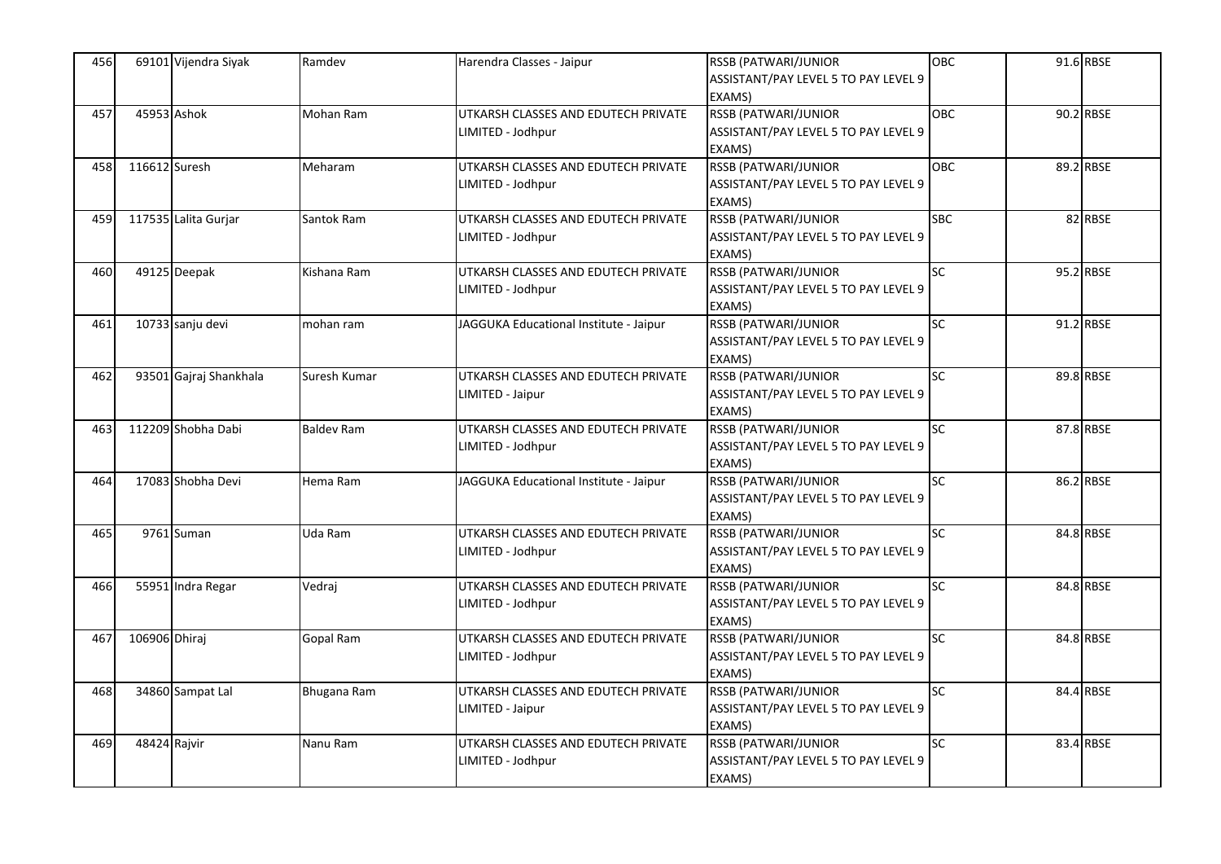| 456 | 69101 | Vijendra Siyak | Ramdev | Harendra Classes - Jaipur | RSSB (PATWARI/JUNIOR ASSISTANT/PAY LEVEL 5 TO PAY LEVEL 9 EXAMS) | OBC | 91.6 | RBSE |
|---|---|---|---|---|---|---|---|---|
| 457 | 45953 | Ashok | Mohan Ram | UTKARSH CLASSES AND EDUTECH PRIVATE LIMITED - Jodhpur | RSSB (PATWARI/JUNIOR ASSISTANT/PAY LEVEL 5 TO PAY LEVEL 9 EXAMS) | OBC | 90.2 | RBSE |
| 458 | 116612 | Suresh | Meharam | UTKARSH CLASSES AND EDUTECH PRIVATE LIMITED - Jodhpur | RSSB (PATWARI/JUNIOR ASSISTANT/PAY LEVEL 5 TO PAY LEVEL 9 EXAMS) | OBC | 89.2 | RBSE |
| 459 | 117535 | Lalita Gurjar | Santok Ram | UTKARSH CLASSES AND EDUTECH PRIVATE LIMITED - Jodhpur | RSSB (PATWARI/JUNIOR ASSISTANT/PAY LEVEL 5 TO PAY LEVEL 9 EXAMS) | SBC | 82 | RBSE |
| 460 | 49125 | Deepak | Kishana Ram | UTKARSH CLASSES AND EDUTECH PRIVATE LIMITED - Jodhpur | RSSB (PATWARI/JUNIOR ASSISTANT/PAY LEVEL 5 TO PAY LEVEL 9 EXAMS) | SC | 95.2 | RBSE |
| 461 | 10733 | sanju devi | mohan ram | JAGGUKA Educational Institute - Jaipur | RSSB (PATWARI/JUNIOR ASSISTANT/PAY LEVEL 5 TO PAY LEVEL 9 EXAMS) | SC | 91.2 | RBSE |
| 462 | 93501 | Gajraj Shankhala | Suresh Kumar | UTKARSH CLASSES AND EDUTECH PRIVATE LIMITED - Jaipur | RSSB (PATWARI/JUNIOR ASSISTANT/PAY LEVEL 5 TO PAY LEVEL 9 EXAMS) | SC | 89.8 | RBSE |
| 463 | 112209 | Shobha Dabi | Baldev Ram | UTKARSH CLASSES AND EDUTECH PRIVATE LIMITED - Jodhpur | RSSB (PATWARI/JUNIOR ASSISTANT/PAY LEVEL 5 TO PAY LEVEL 9 EXAMS) | SC | 87.8 | RBSE |
| 464 | 17083 | Shobha Devi | Hema Ram | JAGGUKA Educational Institute - Jaipur | RSSB (PATWARI/JUNIOR ASSISTANT/PAY LEVEL 5 TO PAY LEVEL 9 EXAMS) | SC | 86.2 | RBSE |
| 465 | 9761 | Suman | Uda Ram | UTKARSH CLASSES AND EDUTECH PRIVATE LIMITED - Jodhpur | RSSB (PATWARI/JUNIOR ASSISTANT/PAY LEVEL 5 TO PAY LEVEL 9 EXAMS) | SC | 84.8 | RBSE |
| 466 | 55951 | Indra Regar | Vedraj | UTKARSH CLASSES AND EDUTECH PRIVATE LIMITED - Jodhpur | RSSB (PATWARI/JUNIOR ASSISTANT/PAY LEVEL 5 TO PAY LEVEL 9 EXAMS) | SC | 84.8 | RBSE |
| 467 | 106906 | Dhiraj | Gopal Ram | UTKARSH CLASSES AND EDUTECH PRIVATE LIMITED - Jodhpur | RSSB (PATWARI/JUNIOR ASSISTANT/PAY LEVEL 5 TO PAY LEVEL 9 EXAMS) | SC | 84.8 | RBSE |
| 468 | 34860 | Sampat Lal | Bhugana Ram | UTKARSH CLASSES AND EDUTECH PRIVATE LIMITED - Jaipur | RSSB (PATWARI/JUNIOR ASSISTANT/PAY LEVEL 5 TO PAY LEVEL 9 EXAMS) | SC | 84.4 | RBSE |
| 469 | 48424 | Rajvir | Nanu Ram | UTKARSH CLASSES AND EDUTECH PRIVATE LIMITED - Jodhpur | RSSB (PATWARI/JUNIOR ASSISTANT/PAY LEVEL 5 TO PAY LEVEL 9 EXAMS) | SC | 83.4 | RBSE |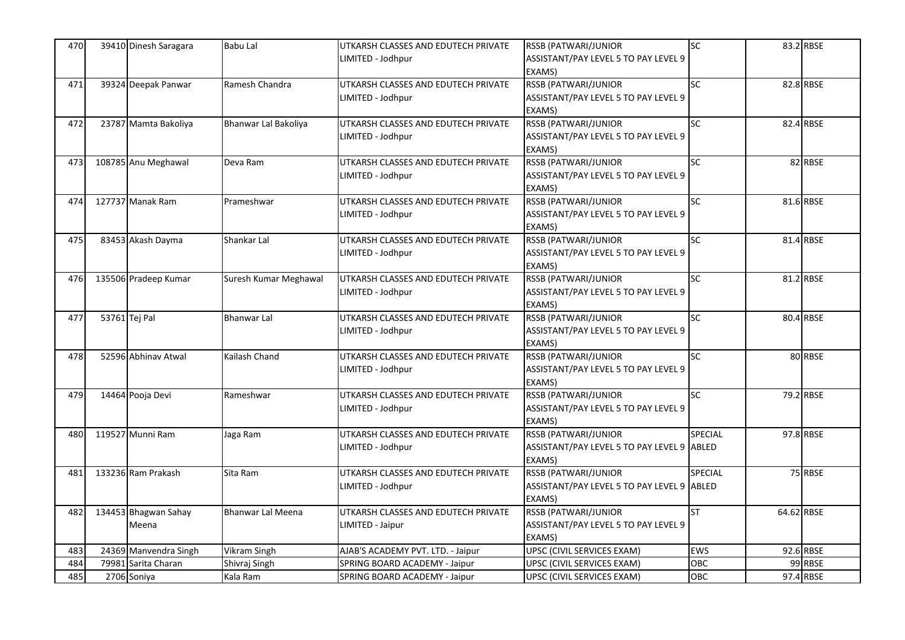| | | | | | | | |
|---|---|---|---|---|---|---|---|
| 470 | 39410 | Dinesh Saragara | Babu Lal | UTKARSH CLASSES AND EDUTECH PRIVATE LIMITED - Jodhpur | RSSB (PATWARI/JUNIOR ASSISTANT/PAY LEVEL 5 TO PAY LEVEL 9 EXAMS) | SC | 83.2 | RBSE |
| 471 | 39324 | Deepak Panwar | Ramesh Chandra | UTKARSH CLASSES AND EDUTECH PRIVATE LIMITED - Jodhpur | RSSB (PATWARI/JUNIOR ASSISTANT/PAY LEVEL 5 TO PAY LEVEL 9 EXAMS) | SC | 82.8 | RBSE |
| 472 | 23787 | Mamta Bakoliya | Bhanwar Lal Bakoliya | UTKARSH CLASSES AND EDUTECH PRIVATE LIMITED - Jodhpur | RSSB (PATWARI/JUNIOR ASSISTANT/PAY LEVEL 5 TO PAY LEVEL 9 EXAMS) | SC | 82.4 | RBSE |
| 473 | 108785 | Anu Meghawal | Deva Ram | UTKARSH CLASSES AND EDUTECH PRIVATE LIMITED - Jodhpur | RSSB (PATWARI/JUNIOR ASSISTANT/PAY LEVEL 5 TO PAY LEVEL 9 EXAMS) | SC | 82 | RBSE |
| 474 | 127737 | Manak Ram | Prameshwar | UTKARSH CLASSES AND EDUTECH PRIVATE LIMITED - Jodhpur | RSSB (PATWARI/JUNIOR ASSISTANT/PAY LEVEL 5 TO PAY LEVEL 9 EXAMS) | SC | 81.6 | RBSE |
| 475 | 83453 | Akash Dayma | Shankar Lal | UTKARSH CLASSES AND EDUTECH PRIVATE LIMITED - Jodhpur | RSSB (PATWARI/JUNIOR ASSISTANT/PAY LEVEL 5 TO PAY LEVEL 9 EXAMS) | SC | 81.4 | RBSE |
| 476 | 135506 | Pradeep Kumar | Suresh Kumar Meghawal | UTKARSH CLASSES AND EDUTECH PRIVATE LIMITED - Jodhpur | RSSB (PATWARI/JUNIOR ASSISTANT/PAY LEVEL 5 TO PAY LEVEL 9 EXAMS) | SC | 81.2 | RBSE |
| 477 | 53761 | Tej Pal | Bhanwar Lal | UTKARSH CLASSES AND EDUTECH PRIVATE LIMITED - Jodhpur | RSSB (PATWARI/JUNIOR ASSISTANT/PAY LEVEL 5 TO PAY LEVEL 9 EXAMS) | SC | 80.4 | RBSE |
| 478 | 52596 | Abhinav Atwal | Kailash Chand | UTKARSH CLASSES AND EDUTECH PRIVATE LIMITED - Jodhpur | RSSB (PATWARI/JUNIOR ASSISTANT/PAY LEVEL 5 TO PAY LEVEL 9 EXAMS) | SC | 80 | RBSE |
| 479 | 14464 | Pooja Devi | Rameshwar | UTKARSH CLASSES AND EDUTECH PRIVATE LIMITED - Jodhpur | RSSB (PATWARI/JUNIOR ASSISTANT/PAY LEVEL 5 TO PAY LEVEL 9 EXAMS) | SC | 79.2 | RBSE |
| 480 | 119527 | Munni Ram | Jaga Ram | UTKARSH CLASSES AND EDUTECH PRIVATE LIMITED - Jodhpur | RSSB (PATWARI/JUNIOR ASSISTANT/PAY LEVEL 5 TO PAY LEVEL 9 EXAMS) | SPECIAL ABLED | 97.8 | RBSE |
| 481 | 133236 | Ram Prakash | Sita Ram | UTKARSH CLASSES AND EDUTECH PRIVATE LIMITED - Jodhpur | RSSB (PATWARI/JUNIOR ASSISTANT/PAY LEVEL 5 TO PAY LEVEL 9 EXAMS) | SPECIAL ABLED | 75 | RBSE |
| 482 | 134453 | Bhagwan Sahay Meena | Bhanwar Lal Meena | UTKARSH CLASSES AND EDUTECH PRIVATE LIMITED - Jaipur | RSSB (PATWARI/JUNIOR ASSISTANT/PAY LEVEL 5 TO PAY LEVEL 9 EXAMS) | ST | 64.62 | RBSE |
| 483 | 24369 | Manvendra Singh | Vikram Singh | AJAB'S ACADEMY PVT. LTD. - Jaipur | UPSC (CIVIL SERVICES EXAM) | EWS | 92.6 | RBSE |
| 484 | 79981 | Sarita Charan | Shivraj Singh | SPRING BOARD ACADEMY - Jaipur | UPSC (CIVIL SERVICES EXAM) | OBC | 99 | RBSE |
| 485 | 2706 | Soniya | Kala Ram | SPRING BOARD ACADEMY - Jaipur | UPSC (CIVIL SERVICES EXAM) | OBC | 97.4 | RBSE |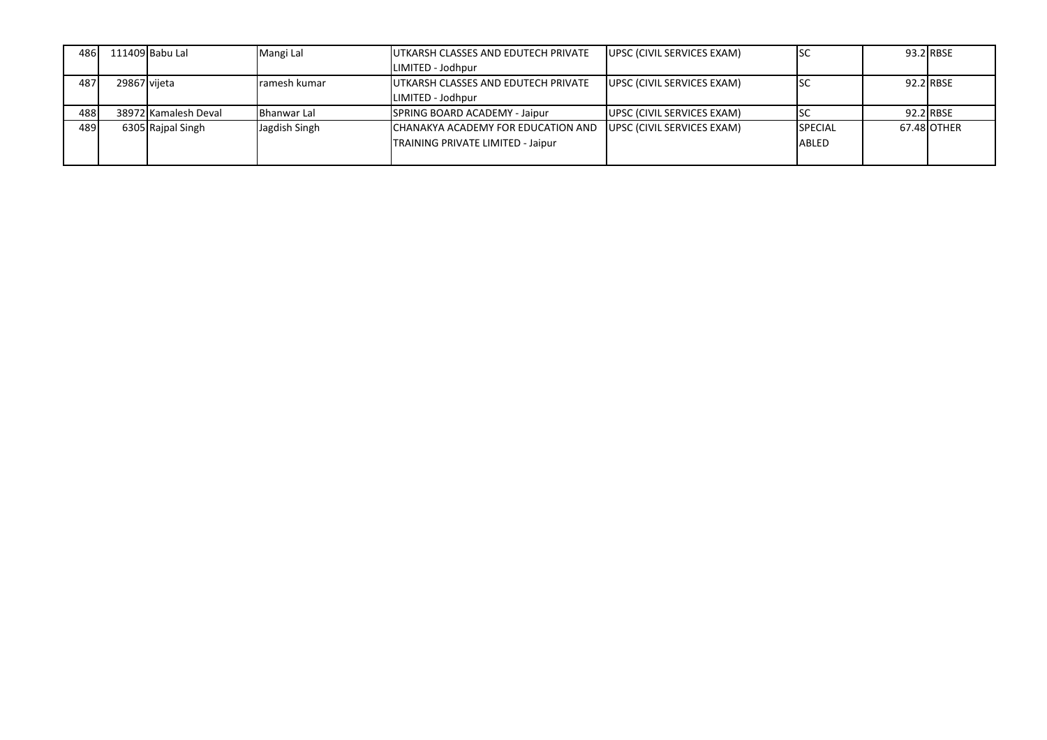| | | | | | | | | |
|---|---|---|---|---|---|---|---|---|
| 486 | 111409 | Babu Lal | Mangi Lal | UTKARSH CLASSES AND EDUTECH PRIVATE LIMITED - Jodhpur | UPSC (CIVIL SERVICES EXAM) | SC | 93.2 | RBSE |
| 487 | 29867 | vijeta | ramesh kumar | UTKARSH CLASSES AND EDUTECH PRIVATE LIMITED - Jodhpur | UPSC (CIVIL SERVICES EXAM) | SC | 92.2 | RBSE |
| 488 | 38972 | Kamalesh Deval | Bhanwar Lal | SPRING BOARD ACADEMY - Jaipur | UPSC (CIVIL SERVICES EXAM) | SC | 92.2 | RBSE |
| 489 | 6305 | Rajpal Singh | Jagdish Singh | CHANAKYA ACADEMY FOR EDUCATION AND TRAINING PRIVATE LIMITED - Jaipur | UPSC (CIVIL SERVICES EXAM) | SPECIAL ABLED | 67.48 | OTHER |